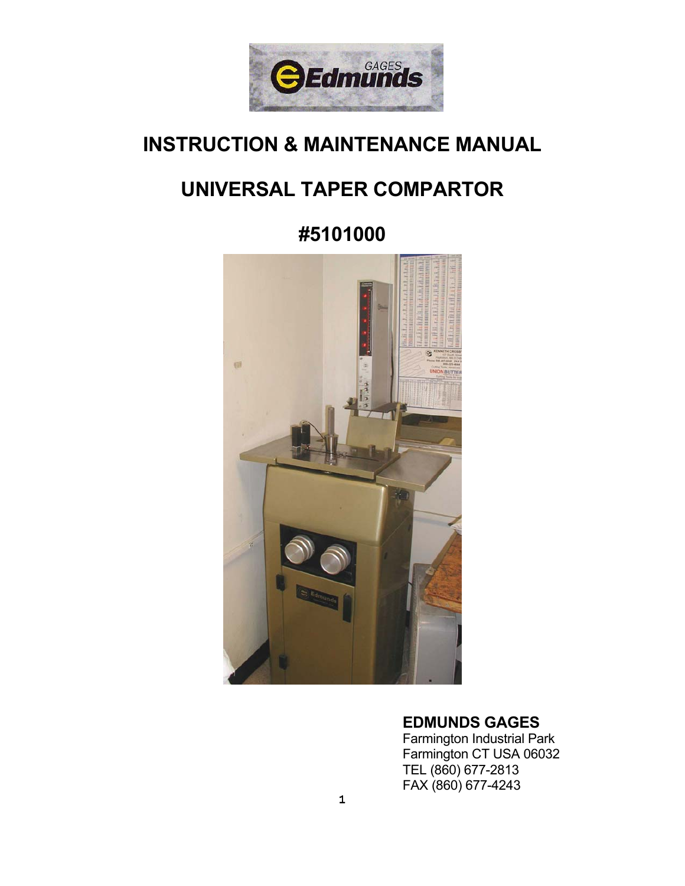# INSTRUCTION & MAINTENANCE MANUAL

# UNIVERSAL TAPER COMPARTOR

# #5101000

**EDMUNDS GAGES**
Farmington Industrial Park
Farmington CT USA 06032
TEL (860) 677-2813
FAX (860) 677-4243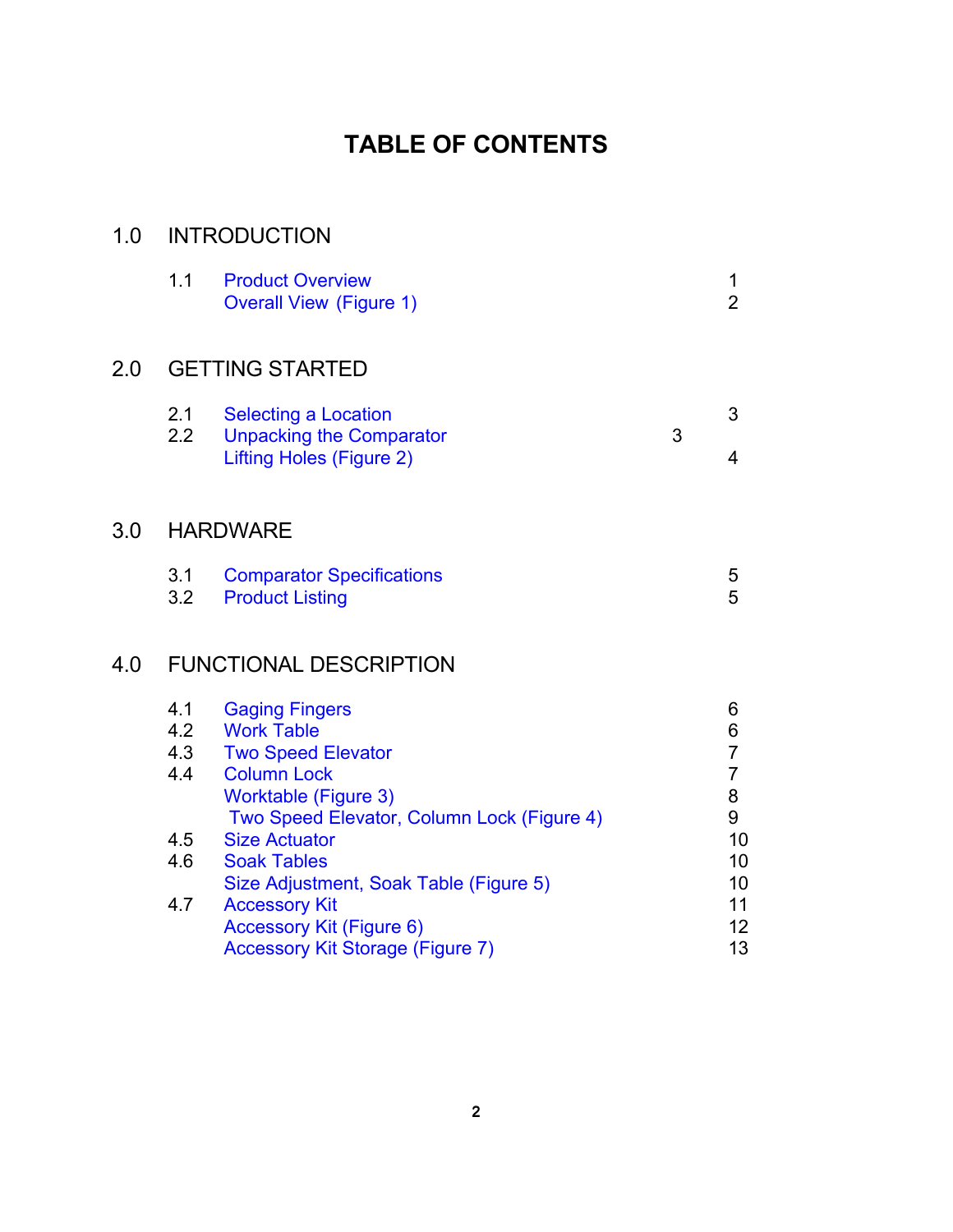# TABLE OF CONTENTS

| | | | |
|---|---|---|---|
| **1.0** | **INTRODUCTION** | | |
| | 1.1 | Product Overview | 1 |
| | | Overall View (Figure 1) | 2 |
| **2.0** | **GETTING STARTED** | | |
| | 2.1 | Selecting a Location | 3 |
| | 2.2 | Unpacking the Comparator | 3 |
| | | Lifting Holes (Figure 2) | 4 |
| **3.0** | **HARDWARE** | | |
| | 3.1 | Comparator Specifications | 5 |
| | 3.2 | Product Listing | 5 |
| **4.0** | **FUNCTIONAL DESCRIPTION** | | |
| | 4.1 | Gaging Fingers | 6 |
| | 4.2 | Work Table | 6 |
| | 4.3 | Two Speed Elevator | 7 |
| | 4.4 | Column Lock | 7 |
| | | Worktable (Figure 3) | 8 |
| | | Two Speed Elevator, Column Lock (Figure 4) | 9 |
| | 4.5 | Size Actuator | 10 |
| | 4.6 | Soak Tables | 10 |
| | | Size Adjustment, Soak Table (Figure 5) | 10 |
| | 4.7 | Accessory Kit | 11 |
| | | Accessory Kit (Figure 6) | 12 |
| | | Accessory Kit Storage (Figure 7) | 13 |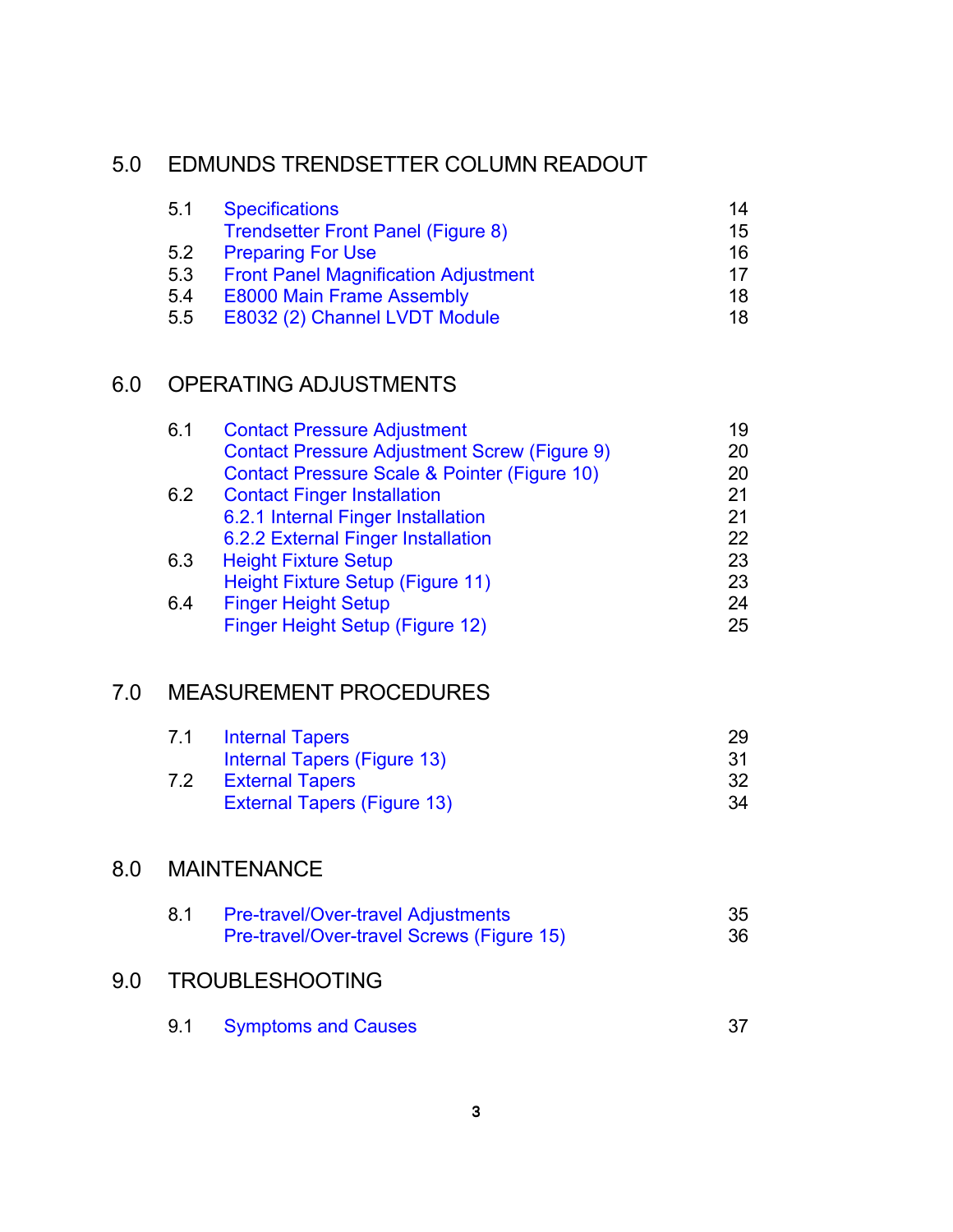## 5.0 EDMUNDS TRENDSETTER COLUMN READOUT

| | | |
|---|---|---|
| 5.1 | Specifications | 14 |
| | Trendsetter Front Panel (Figure 8) | 15 |
| 5.2 | Preparing For Use | 16 |
| 5.3 | Front Panel Magnification Adjustment | 17 |
| 5.4 | E8000 Main Frame Assembly | 18 |
| 5.5 | E8032 (2) Channel LVDT Module | 18 |

## 6.0 OPERATING ADJUSTMENTS

| | | |
|---|---|---|
| 6.1 | Contact Pressure Adjustment | 19 |
| | Contact Pressure Adjustment Screw (Figure 9) | 20 |
| | Contact Pressure Scale & Pointer (Figure 10) | 20 |
| 6.2 | Contact Finger Installation | 21 |
| | 6.2.1 Internal Finger Installation | 21 |
| | 6.2.2 External Finger Installation | 22 |
| 6.3 | Height Fixture Setup | 23 |
| | Height Fixture Setup (Figure 11) | 23 |
| 6.4 | Finger Height Setup | 24 |
| | Finger Height Setup (Figure 12) | 25 |

## 7.0 MEASUREMENT PROCEDURES

| | | |
|---|---|---|
| 7.1 | Internal Tapers | 29 |
| | Internal Tapers (Figure 13) | 31 |
| 7.2 | External Tapers | 32 |
| | External Tapers (Figure 13) | 34 |

## 8.0 MAINTENANCE

| | | |
|---|---|---|
| 8.1 | Pre-travel/Over-travel Adjustments | 35 |
| | Pre-travel/Over-travel Screws (Figure 15) | 36 |

## 9.0 TROUBLESHOOTING

| | | |
|---|---|---|
| 9.1 | Symptoms and Causes | 37 |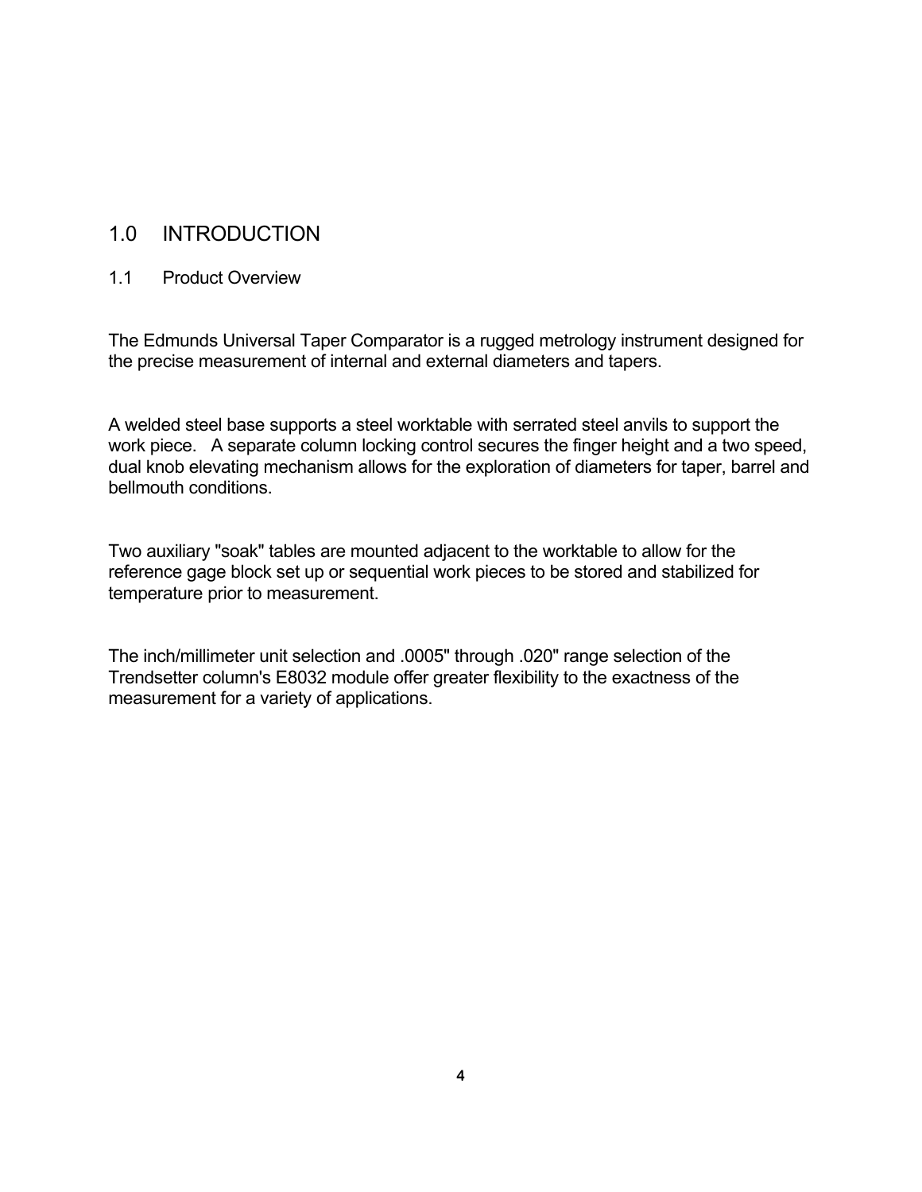# 1.0 INTRODUCTION

## 1.1 Product Overview

The Edmunds Universal Taper Comparator is a rugged metrology instrument designed for the precise measurement of internal and external diameters and tapers.

A welded steel base supports a steel worktable with serrated steel anvils to support the work piece. A separate column locking control secures the finger height and a two speed, dual knob elevating mechanism allows for the exploration of diameters for taper, barrel and bellmouth conditions.

Two auxiliary "soak" tables are mounted adjacent to the worktable to allow for the reference gage block set up or sequential work pieces to be stored and stabilized for temperature prior to measurement.

The inch/millimeter unit selection and .0005" through .020" range selection of the Trendsetter column's E8032 module offer greater flexibility to the exactness of the measurement for a variety of applications.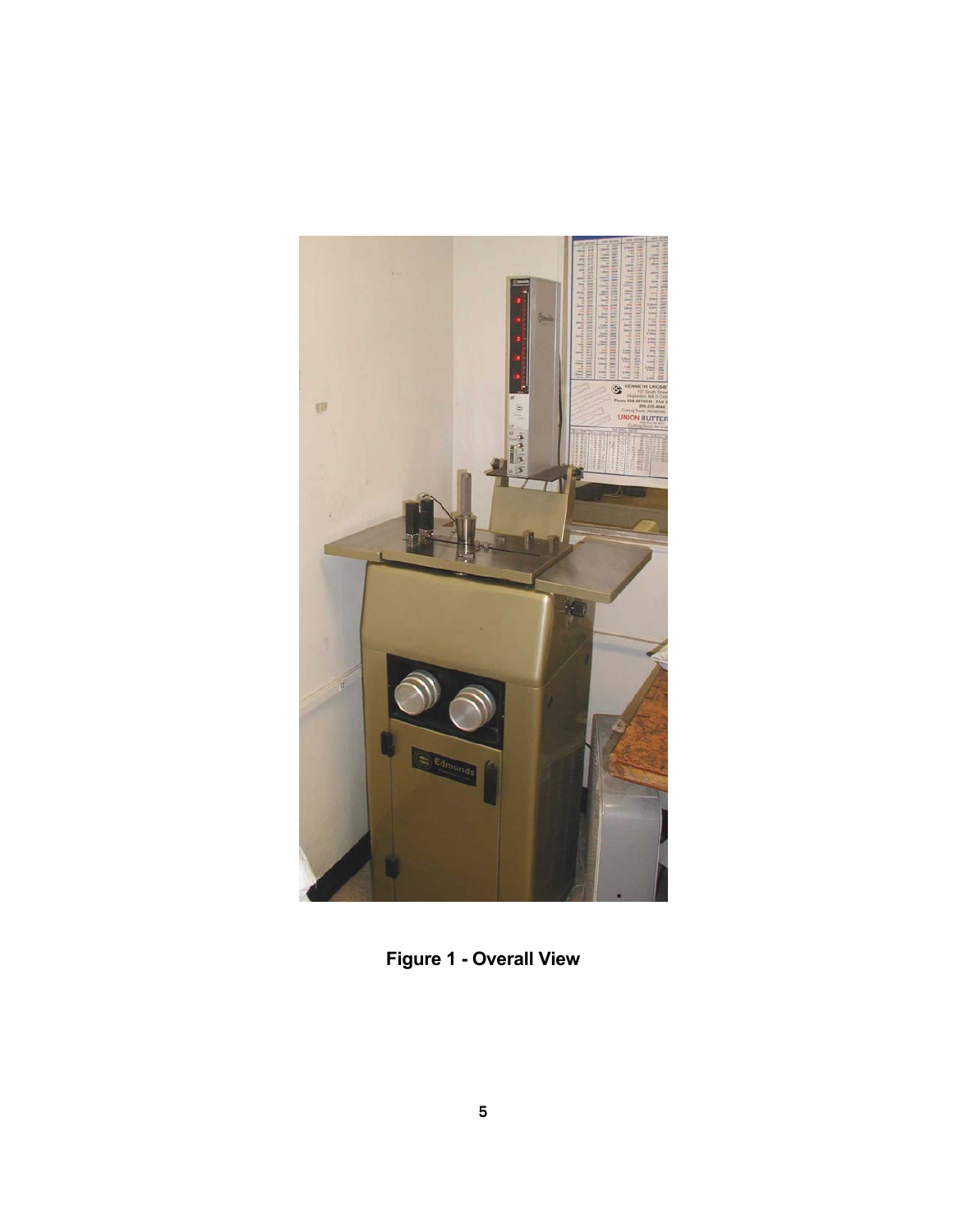**Figure 1 - Overall View**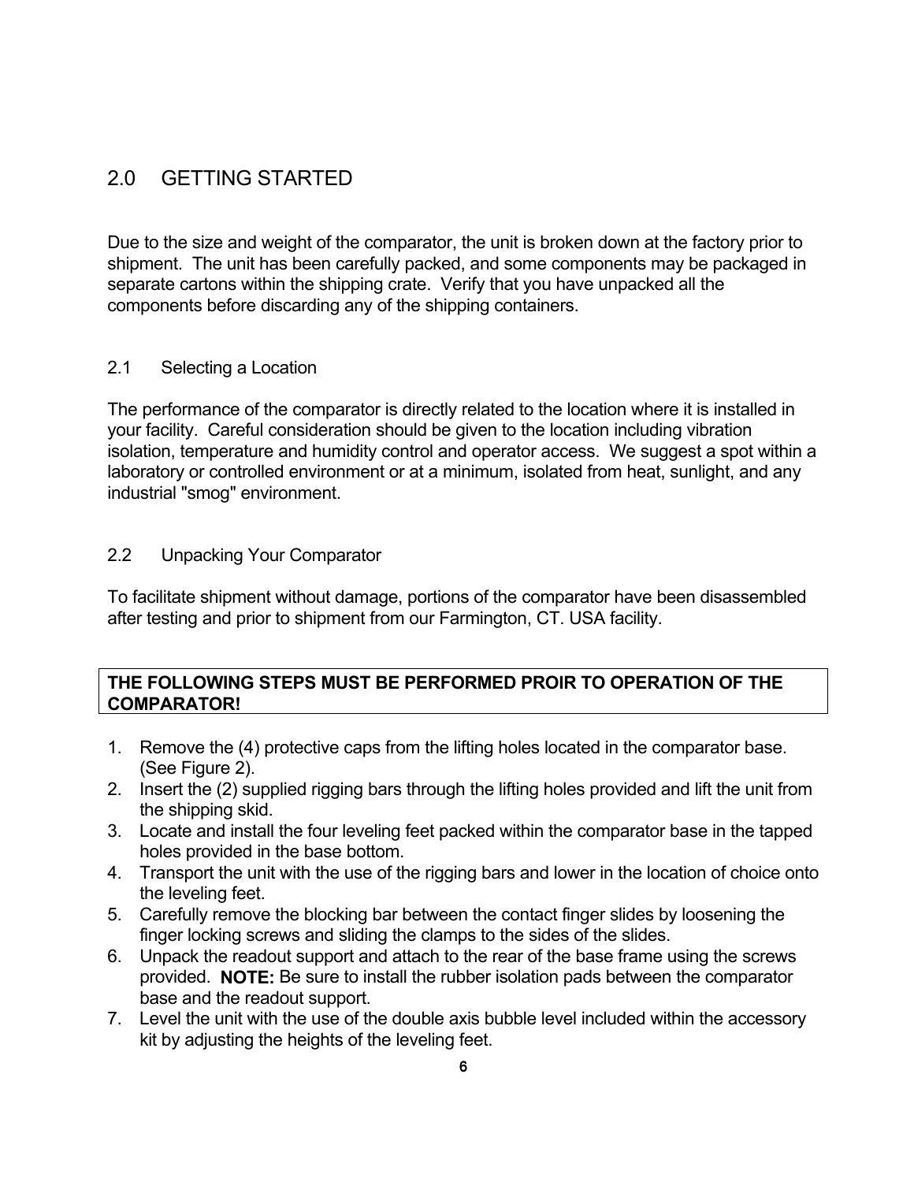# 2.0 GETTING STARTED

Due to the size and weight of the comparator, the unit is broken down at the factory prior to shipment. The unit has been carefully packed, and some components may be packaged in separate cartons within the shipping crate. Verify that you have unpacked all the components before discarding any of the shipping containers.

## 2.1 Selecting a Location

The performance of the comparator is directly related to the location where it is installed in your facility. Careful consideration should be given to the location including vibration isolation, temperature and humidity control and operator access. We suggest a spot within a laboratory or controlled environment or at a minimum, isolated from heat, sunlight, and any industrial "smog" environment.

## 2.2 Unpacking Your Comparator

To facilitate shipment without damage, portions of the comparator have been disassembled after testing and prior to shipment from our Farmington, CT. USA facility.

**THE FOLLOWING STEPS MUST BE PERFORMED PROIR TO OPERATION OF THE COMPARATOR!**

1. Remove the (4) protective caps from the lifting holes located in the comparator base. (See Figure 2).
2. Insert the (2) supplied rigging bars through the lifting holes provided and lift the unit from the shipping skid.
3. Locate and install the four leveling feet packed within the comparator base in the tapped holes provided in the base bottom.
4. Transport the unit with the use of the rigging bars and lower in the location of choice onto the leveling feet.
5. Carefully remove the blocking bar between the contact finger slides by loosening the finger locking screws and sliding the clamps to the sides of the slides.
6. Unpack the readout support and attach to the rear of the base frame using the screws provided. **NOTE:** Be sure to install the rubber isolation pads between the comparator base and the readout support.
7. Level the unit with the use of the double axis bubble level included within the accessory kit by adjusting the heights of the leveling feet.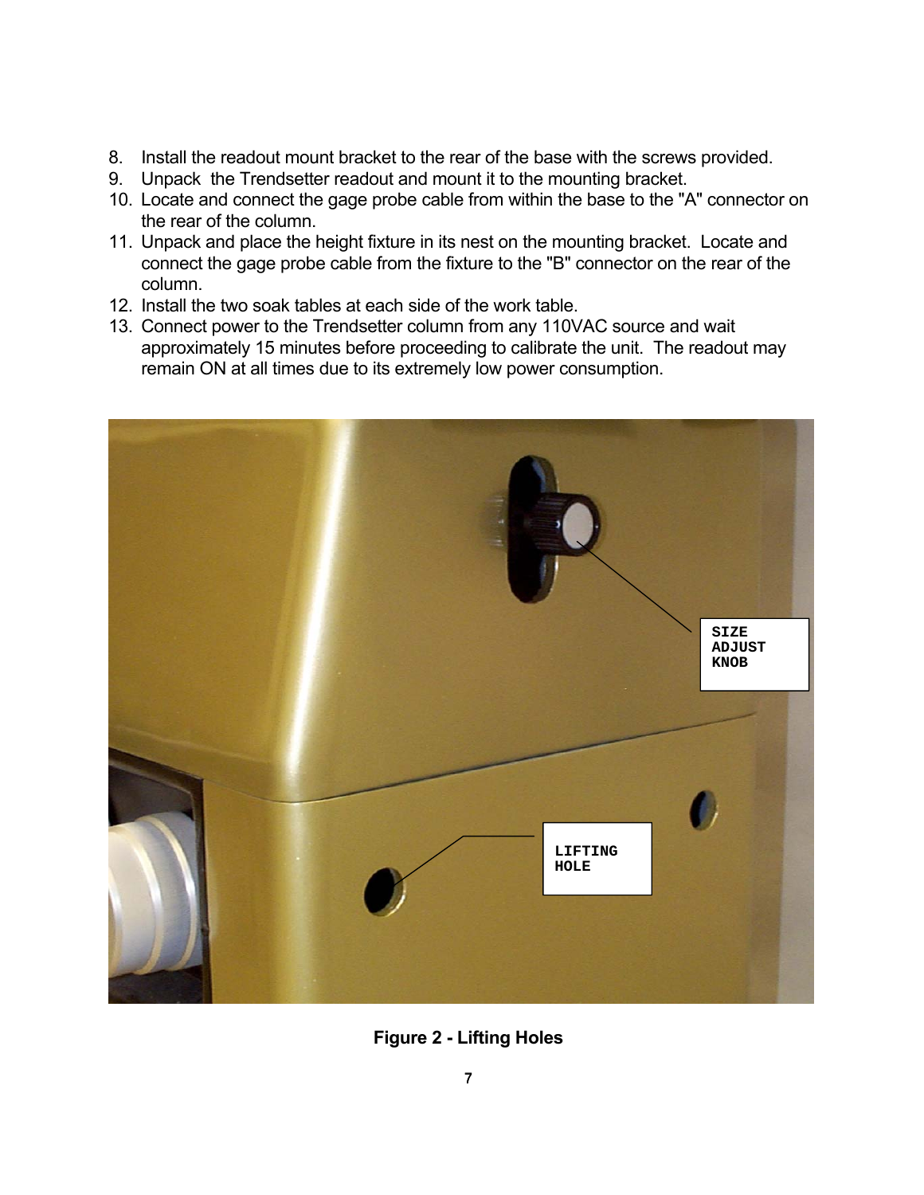8. Install the readout mount bracket to the rear of the base with the screws provided.
9. Unpack the Trendsetter readout and mount it to the mounting bracket.
10. Locate and connect the gage probe cable from within the base to the "A" connector on the rear of the column.
11. Unpack and place the height fixture in its nest on the mounting bracket. Locate and connect the gage probe cable from the fixture to the "B" connector on the rear of the column.
12. Install the two soak tables at each side of the work table.
13. Connect power to the Trendsetter column from any 110VAC source and wait approximately 15 minutes before proceeding to calibrate the unit. The readout may remain ON at all times due to its extremely low power consumption.

**Figure 2 - Lifting Holes**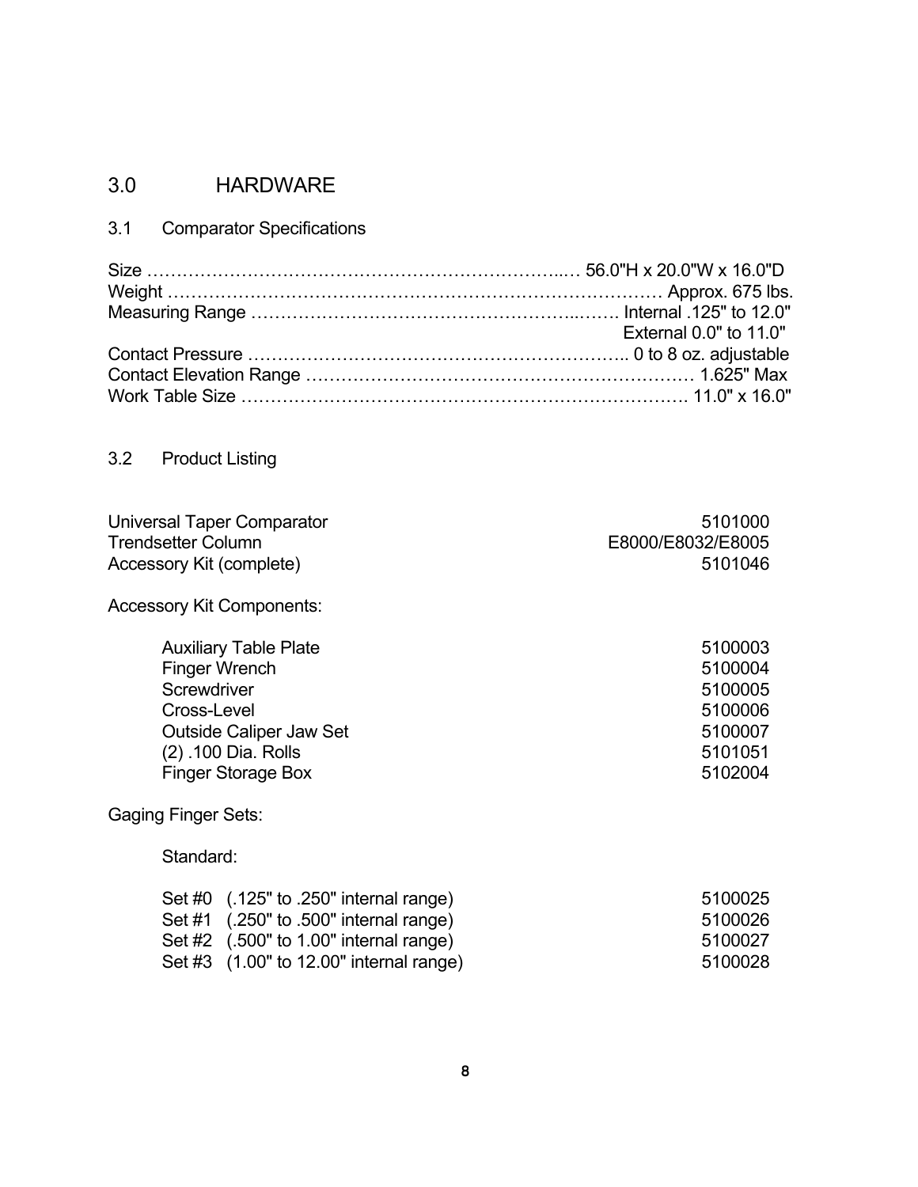# 3.0 HARDWARE

## 3.1 Comparator Specifications

| | |
|---|---|
| Size | 56.0"H x 20.0"W x 16.0"D |
| Weight | Approx. 675 lbs. |
| Measuring Range | Internal .125" to 12.0" |
| | External 0.0" to 11.0" |
| Contact Pressure | 0 to 8 oz. adjustable |
| Contact Elevation Range | 1.625" Max |
| Work Table Size | 11.0" x 16.0" |

## 3.2 Product Listing

| | |
|---|---|
| Universal Taper Comparator | 5101000 |
| Trendsetter Column | E8000/E8032/E8005 |
| Accessory Kit (complete) | 5101046 |

Accessory Kit Components:

| | |
|---|---|
| Auxiliary Table Plate | 5100003 |
| Finger Wrench | 5100004 |
| Screwdriver | 5100005 |
| Cross-Level | 5100006 |
| Outside Caliper Jaw Set | 5100007 |
| (2) .100 Dia. Rolls | 5101051 |
| Finger Storage Box | 5102004 |

Gaging Finger Sets:

Standard:

| | |
|---|---|
| Set #0 (.125" to .250" internal range) | 5100025 |
| Set #1 (.250" to .500" internal range) | 5100026 |
| Set #2 (.500" to 1.00" internal range) | 5100027 |
| Set #3 (1.00" to 12.00" internal range) | 5100028 |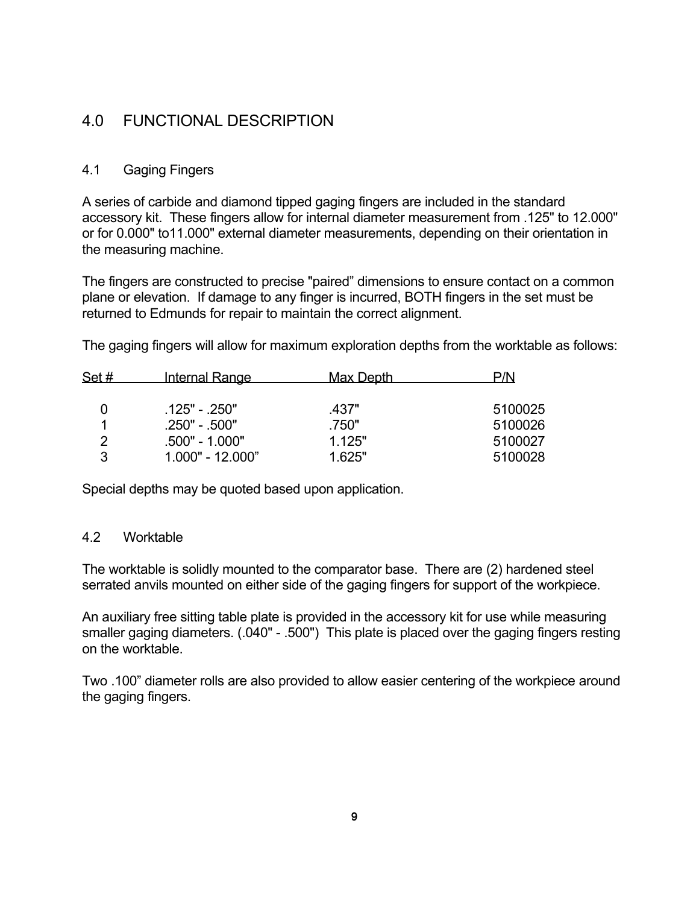# 4.0 FUNCTIONAL DESCRIPTION

## 4.1 Gaging Fingers

A series of carbide and diamond tipped gaging fingers are included in the standard accessory kit. These fingers allow for internal diameter measurement from .125" to 12.000" or for 0.000" to11.000" external diameter measurements, depending on their orientation in the measuring machine.

The fingers are constructed to precise "paired" dimensions to ensure contact on a common plane or elevation. If damage to any finger is incurred, BOTH fingers in the set must be returned to Edmunds for repair to maintain the correct alignment.

The gaging fingers will allow for maximum exploration depths from the worktable as follows:

| Set # | Internal Range | Max Depth | P/N |
|---|---|---|---|
| 0 | .125" - .250" | .437" | 5100025 |
| 1 | .250" - .500" | .750" | 5100026 |
| 2 | .500" - 1.000" | 1.125" | 5100027 |
| 3 | 1.000" - 12.000" | 1.625" | 5100028 |

Special depths may be quoted based upon application.

## 4.2 Worktable

The worktable is solidly mounted to the comparator base. There are (2) hardened steel serrated anvils mounted on either side of the gaging fingers for support of the workpiece.

An auxiliary free sitting table plate is provided in the accessory kit for use while measuring smaller gaging diameters. (.040" - .500") This plate is placed over the gaging fingers resting on the worktable.

Two .100" diameter rolls are also provided to allow easier centering of the workpiece around the gaging fingers.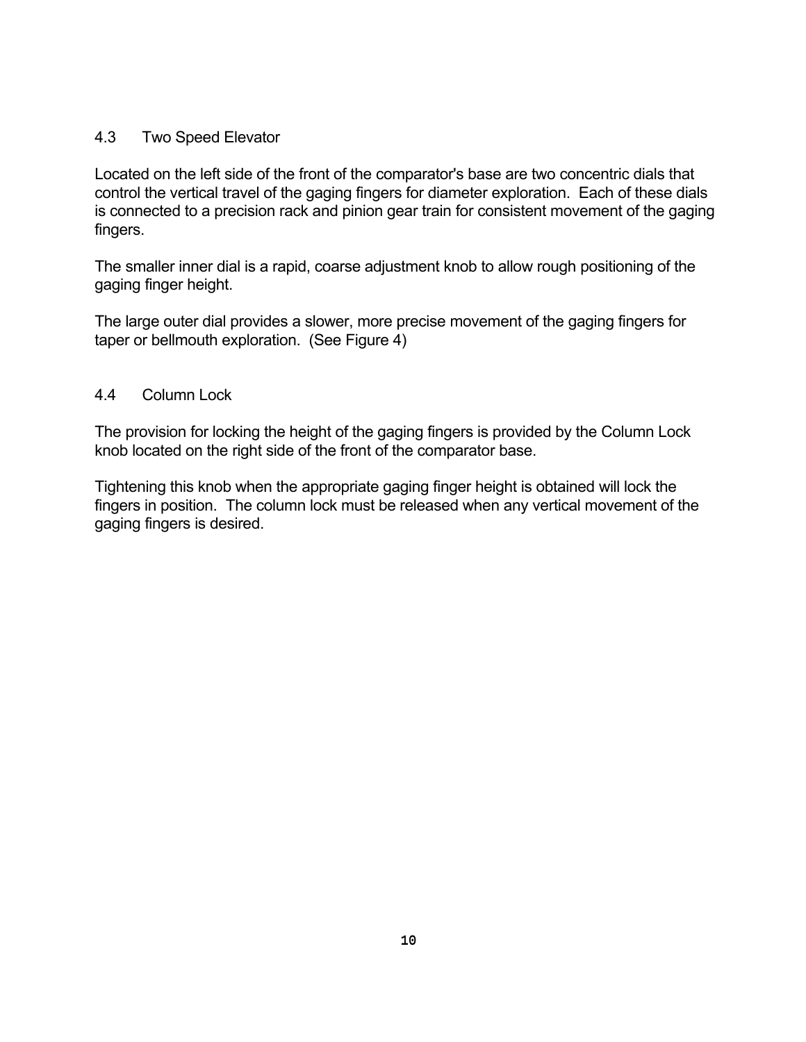## 4.3 Two Speed Elevator

Located on the left side of the front of the comparator's base are two concentric dials that control the vertical travel of the gaging fingers for diameter exploration. Each of these dials is connected to a precision rack and pinion gear train for consistent movement of the gaging fingers.

The smaller inner dial is a rapid, coarse adjustment knob to allow rough positioning of the gaging finger height.

The large outer dial provides a slower, more precise movement of the gaging fingers for taper or bellmouth exploration. (See Figure 4)

## 4.4 Column Lock

The provision for locking the height of the gaging fingers is provided by the Column Lock knob located on the right side of the front of the comparator base.

Tightening this knob when the appropriate gaging finger height is obtained will lock the fingers in position. The column lock must be released when any vertical movement of the gaging fingers is desired.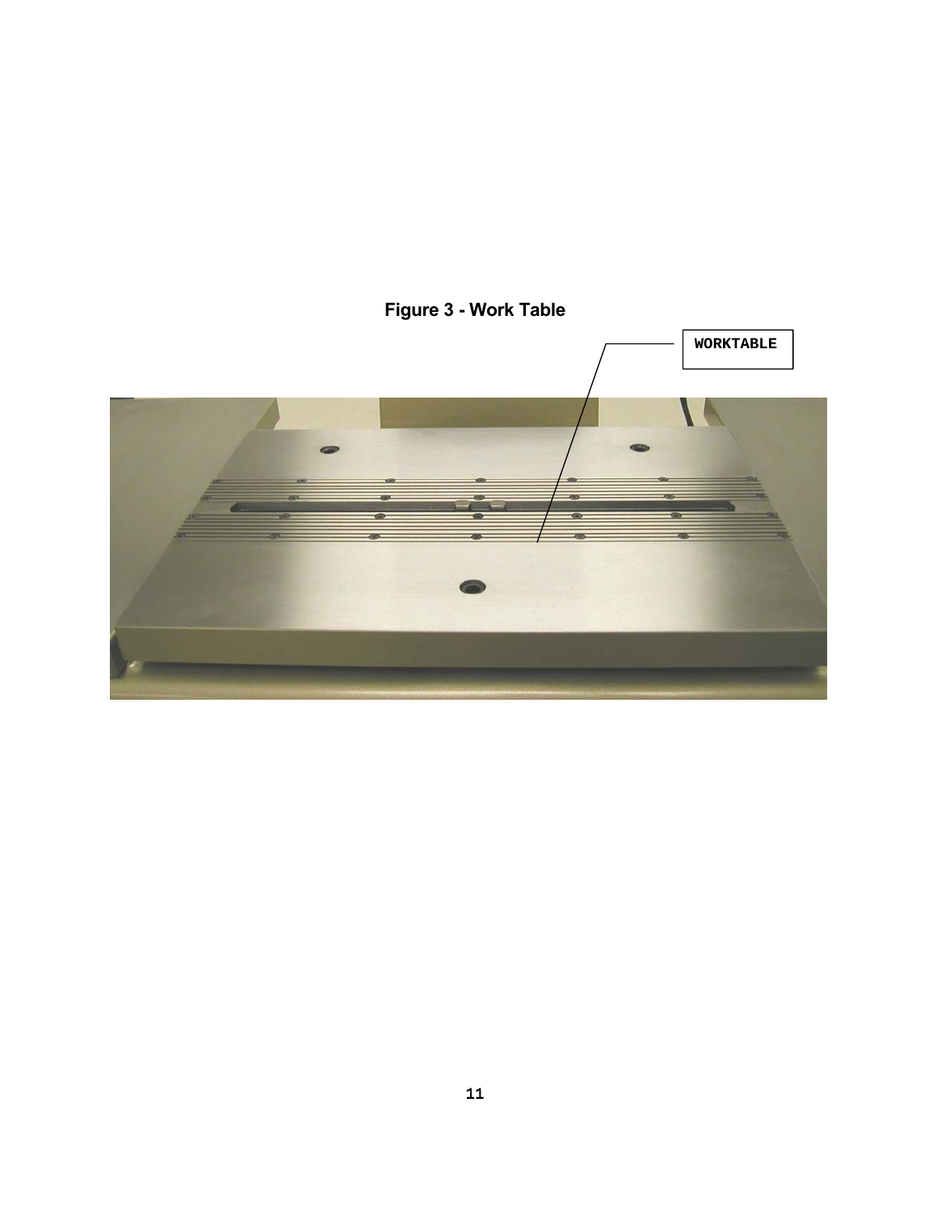**Figure 3 - Work Table**

WORKTABLE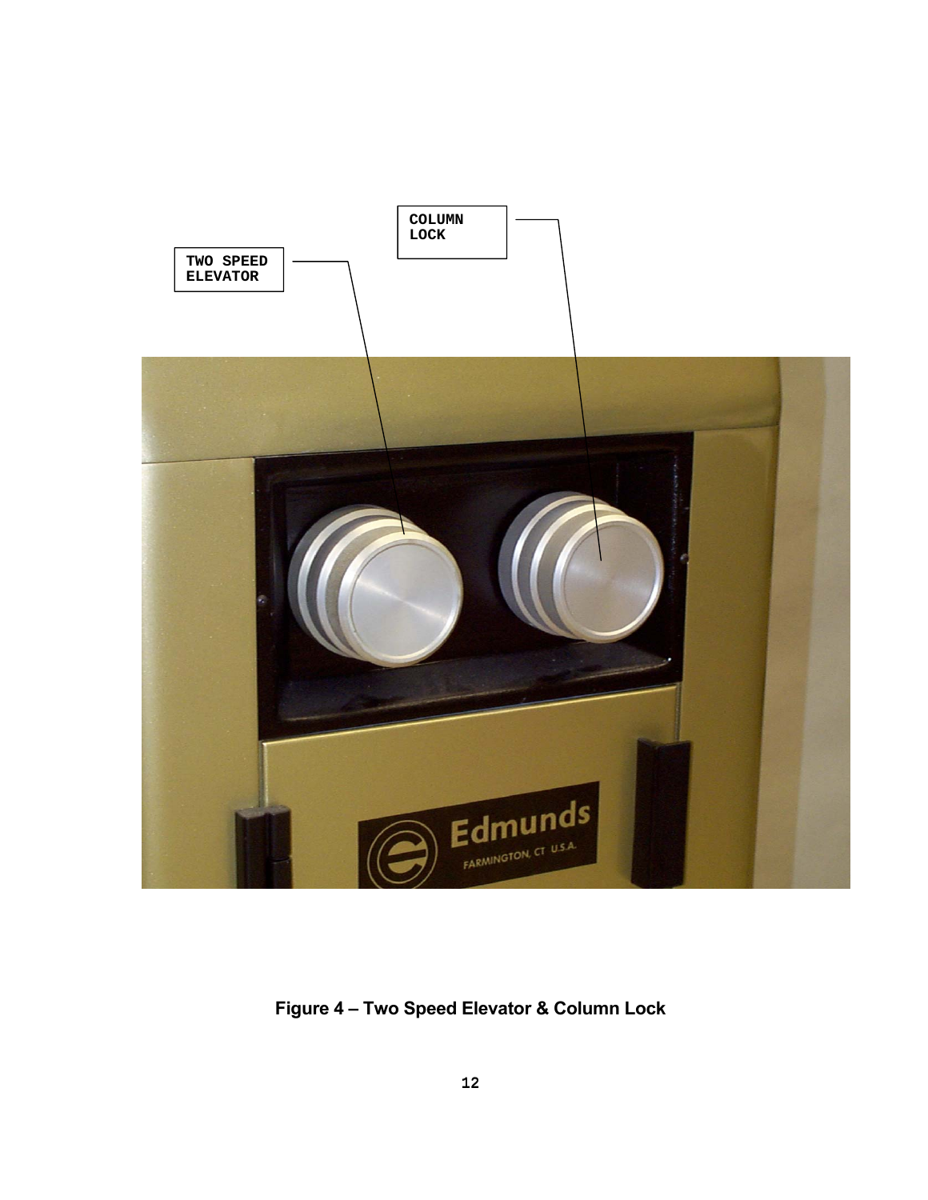TWO SPEED ELEVATOR

COLUMN LOCK

**Figure 4 – Two Speed Elevator & Column Lock**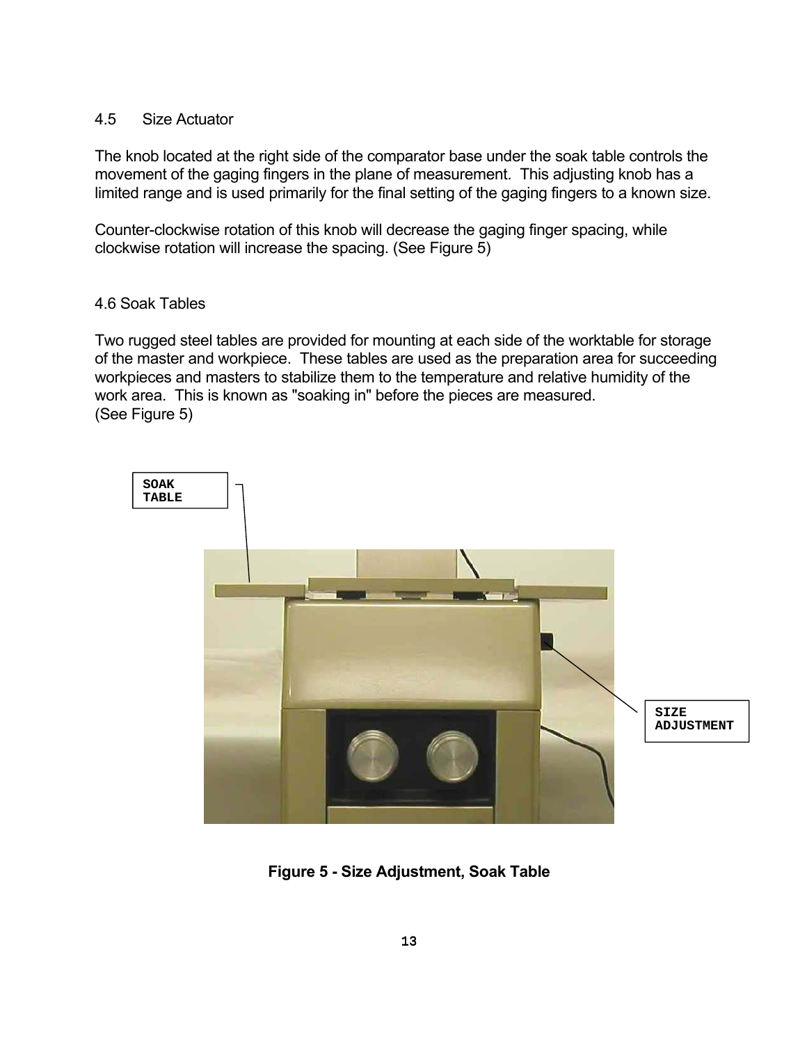## 4.5 Size Actuator

The knob located at the right side of the comparator base under the soak table controls the movement of the gaging fingers in the plane of measurement. This adjusting knob has a limited range and is used primarily for the final setting of the gaging fingers to a known size.

Counter-clockwise rotation of this knob will decrease the gaging finger spacing, while clockwise rotation will increase the spacing. (See Figure 5)

## 4.6 Soak Tables

Two rugged steel tables are provided for mounting at each side of the worktable for storage of the master and workpiece. These tables are used as the preparation area for succeeding workpieces and masters to stabilize them to the temperature and relative humidity of the work area. This is known as "soaking in" before the pieces are measured.
(See Figure 5)

SOAK TABLE

SIZE ADJUSTMENT

**Figure 5 - Size Adjustment, Soak Table**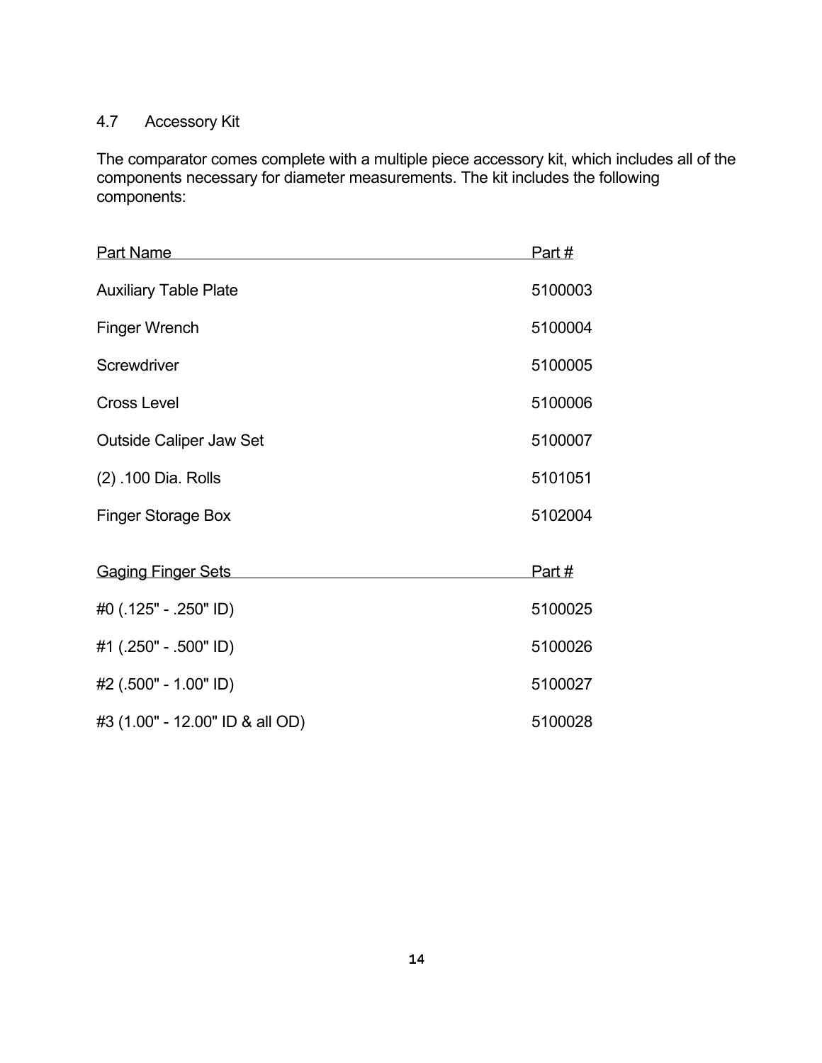## 4.7 Accessory Kit

The comparator comes complete with a multiple piece accessory kit, which includes all of the components necessary for diameter measurements. The kit includes the following components:

| Part Name | Part # |
|---|---|
| Auxiliary Table Plate | 5100003 |
| Finger Wrench | 5100004 |
| Screwdriver | 5100005 |
| Cross Level | 5100006 |
| Outside Caliper Jaw Set | 5100007 |
| (2) .100 Dia. Rolls | 5101051 |
| Finger Storage Box | 5102004 |

| Gaging Finger Sets | Part # |
|---|---|
| #0 (.125" - .250" ID) | 5100025 |
| #1 (.250" - .500" ID) | 5100026 |
| #2 (.500" - 1.00" ID) | 5100027 |
| #3 (1.00" - 12.00" ID & all OD) | 5100028 |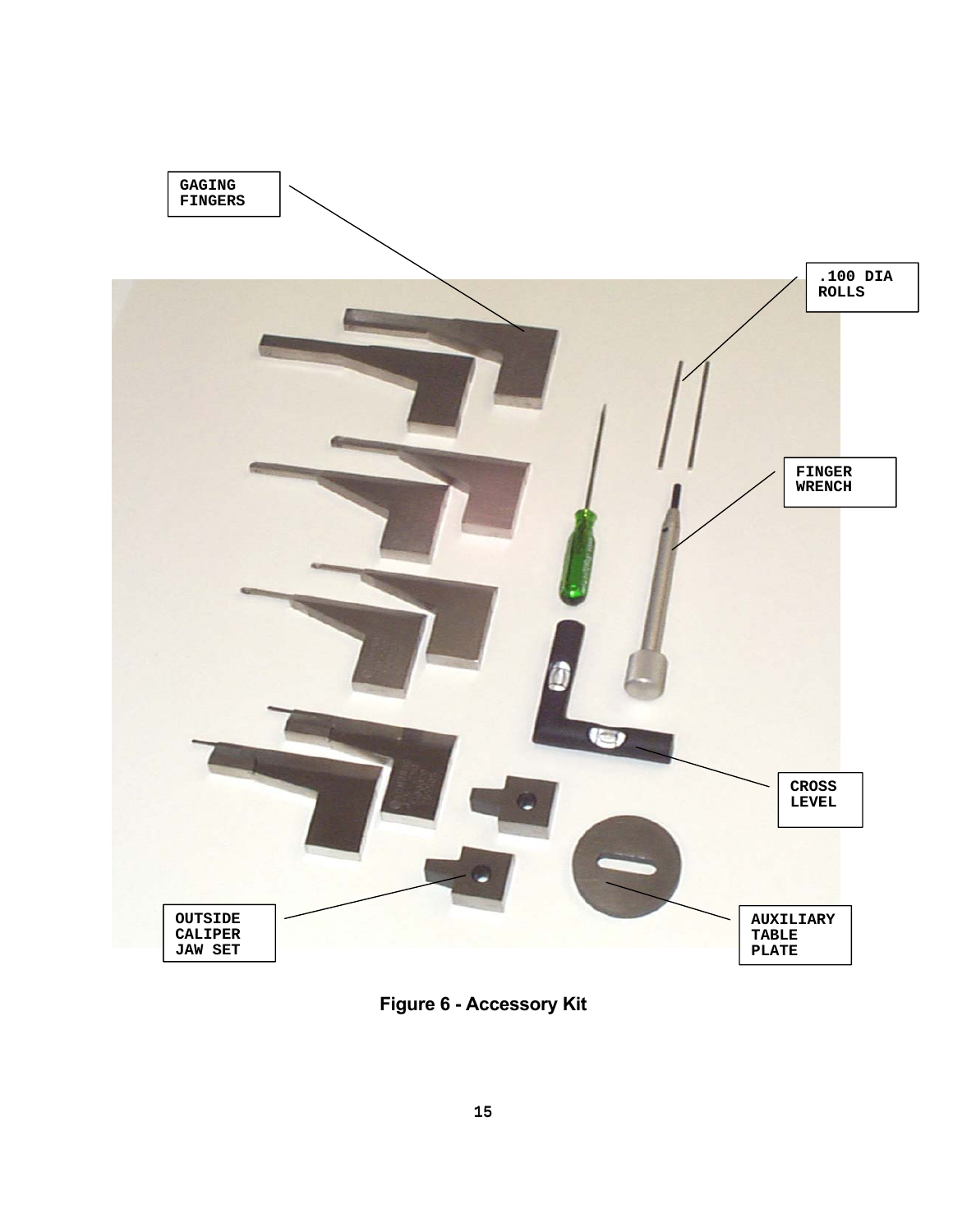GAGING FINGERS

.100 DIA ROLLS

FINGER WRENCH

CROSS LEVEL

OUTSIDE CALIPER JAW SET

AUXILIARY TABLE PLATE

**Figure 6 - Accessory Kit**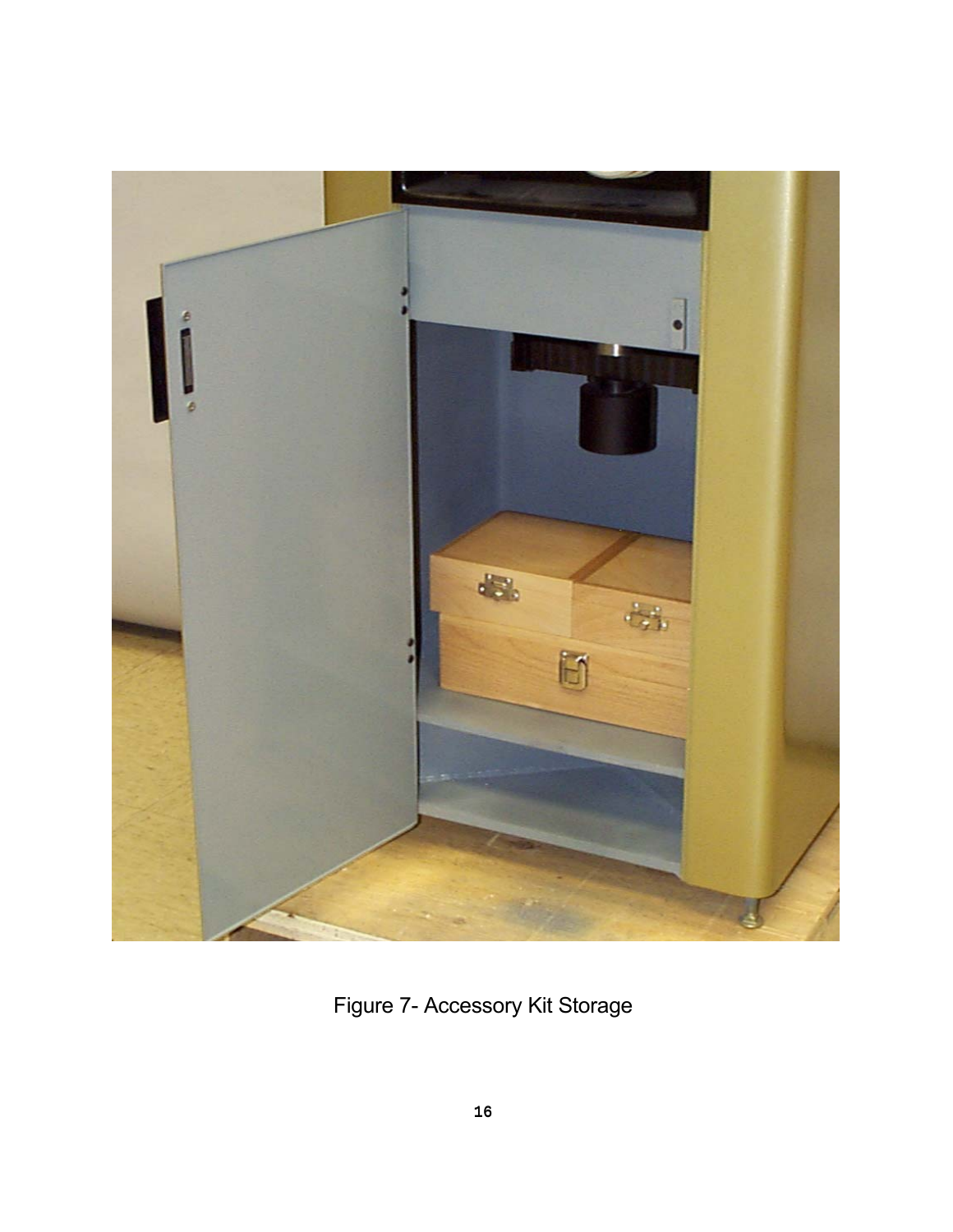Figure 7- Accessory Kit Storage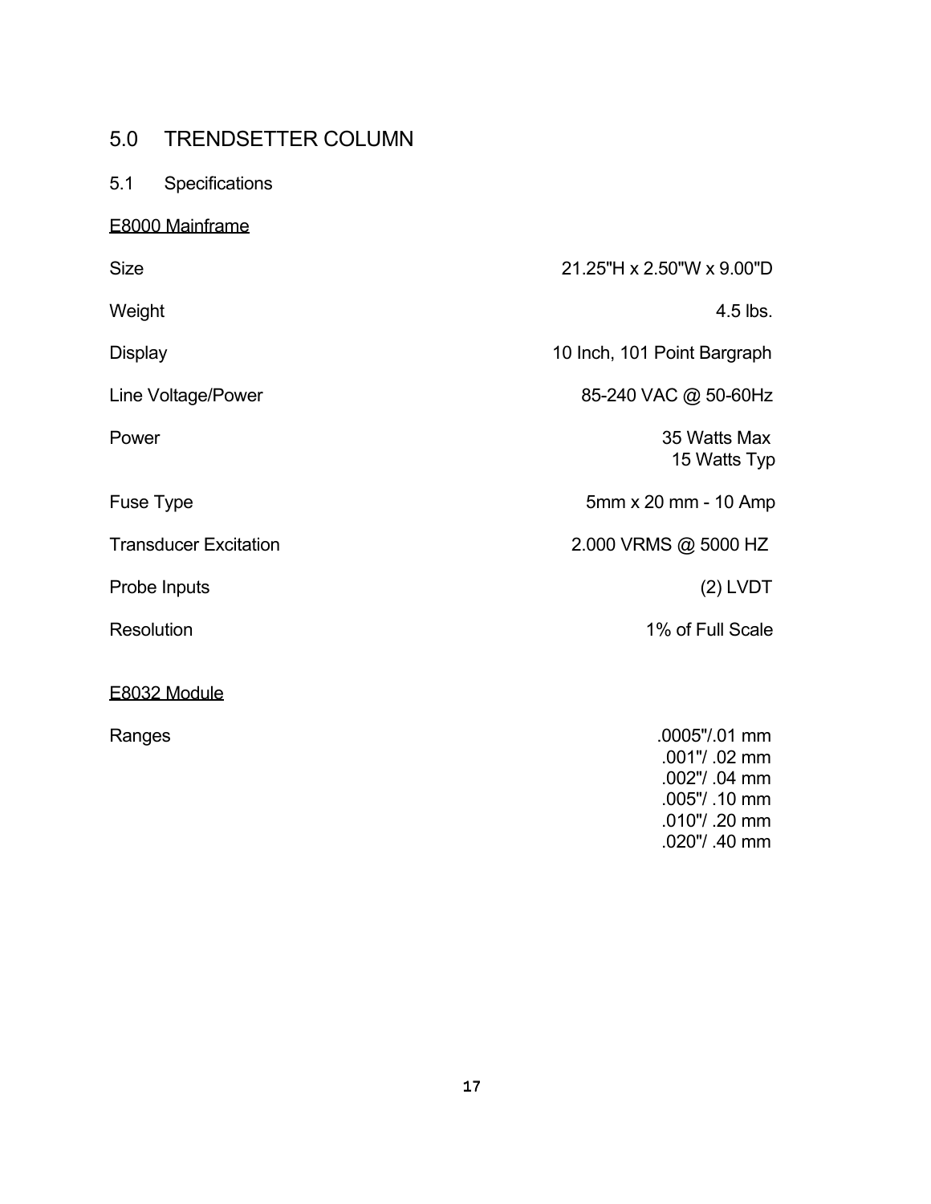# 5.0 TRENDSETTER COLUMN

## 5.1 Specifications

<u>E8000 Mainframe</u>

| | |
|---|---|
| Size | 21.25"H x 2.50"W x 9.00"D |
| Weight | 4.5 lbs. |
| Display | 10 Inch, 101 Point Bargraph |
| Line Voltage/Power | 85-240 VAC @ 50-60Hz |
| Power | 35 Watts Max<br>15 Watts Typ |
| Fuse Type | 5mm x 20 mm - 10 Amp |
| Transducer Excitation | 2.000 VRMS @ 5000 HZ |
| Probe Inputs | (2) LVDT |
| Resolution | 1% of Full Scale |

<u>E8032 Module</u>

| | |
|---|---|
| Ranges | .0005"/.01 mm<br>.001"/ .02 mm<br>.002"/ .04 mm<br>.005"/ .10 mm<br>.010"/ .20 mm<br>.020"/ .40 mm |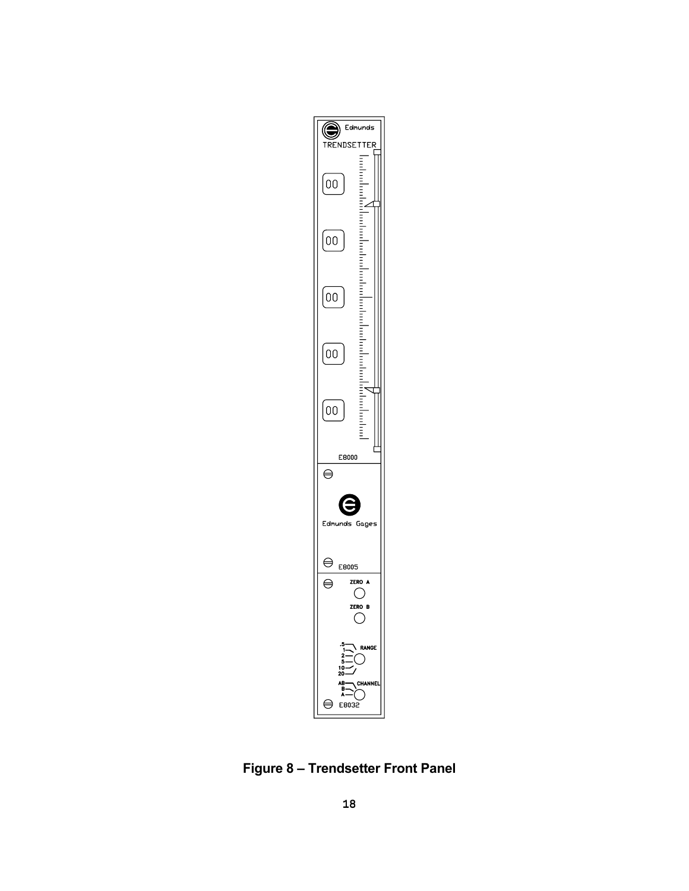**Figure 8 – Trendsetter Front Panel**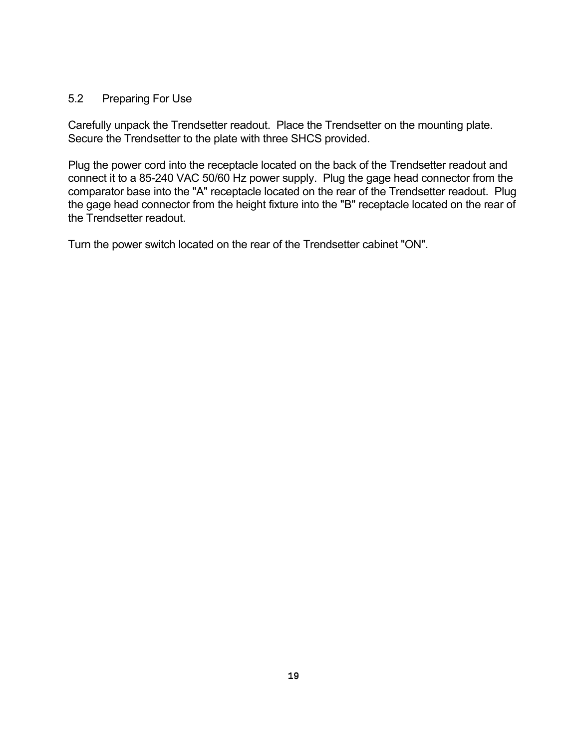## 5.2 Preparing For Use

Carefully unpack the Trendsetter readout. Place the Trendsetter on the mounting plate. Secure the Trendsetter to the plate with three SHCS provided.

Plug the power cord into the receptacle located on the back of the Trendsetter readout and connect it to a 85-240 VAC 50/60 Hz power supply. Plug the gage head connector from the comparator base into the "A" receptacle located on the rear of the Trendsetter readout. Plug the gage head connector from the height fixture into the "B" receptacle located on the rear of the Trendsetter readout.

Turn the power switch located on the rear of the Trendsetter cabinet "ON".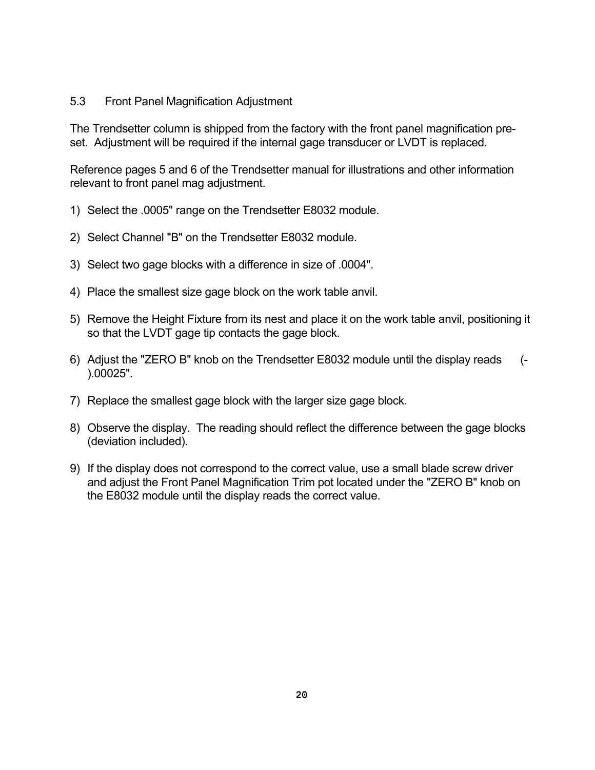## 5.3 Front Panel Magnification Adjustment

The Trendsetter column is shipped from the factory with the front panel magnification pre-set. Adjustment will be required if the internal gage transducer or LVDT is replaced.

Reference pages 5 and 6 of the Trendsetter manual for illustrations and other information relevant to front panel mag adjustment.

1) Select the .0005" range on the Trendsetter E8032 module.

2) Select Channel "B" on the Trendsetter E8032 module.

3) Select two gage blocks with a difference in size of .0004".

4) Place the smallest size gage block on the work table anvil.

5) Remove the Height Fixture from its nest and place it on the work table anvil, positioning it so that the LVDT gage tip contacts the gage block.

6) Adjust the "ZERO B" knob on the Trendsetter E8032 module until the display reads (-).00025".

7) Replace the smallest gage block with the larger size gage block.

8) Observe the display. The reading should reflect the difference between the gage blocks (deviation included).

9) If the display does not correspond to the correct value, use a small blade screw driver and adjust the Front Panel Magnification Trim pot located under the "ZERO B" knob on the E8032 module until the display reads the correct value.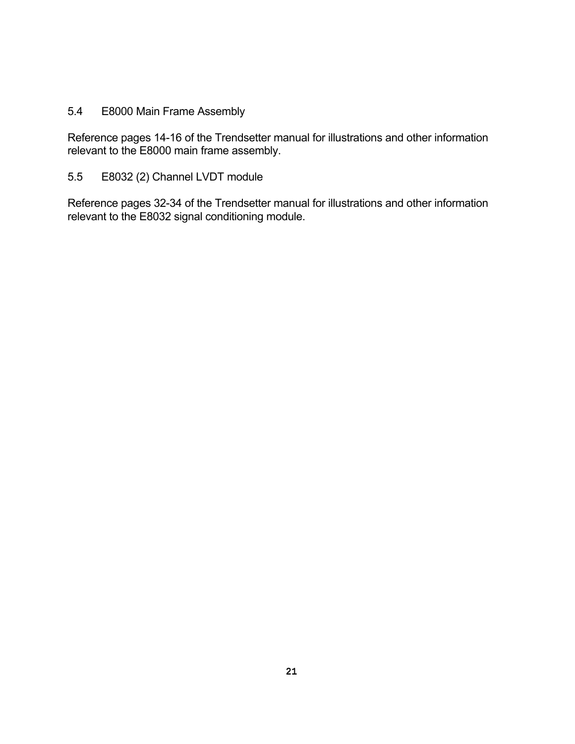## 5.4 E8000 Main Frame Assembly

Reference pages 14-16 of the Trendsetter manual for illustrations and other information relevant to the E8000 main frame assembly.

## 5.5 E8032 (2) Channel LVDT module

Reference pages 32-34 of the Trendsetter manual for illustrations and other information relevant to the E8032 signal conditioning module.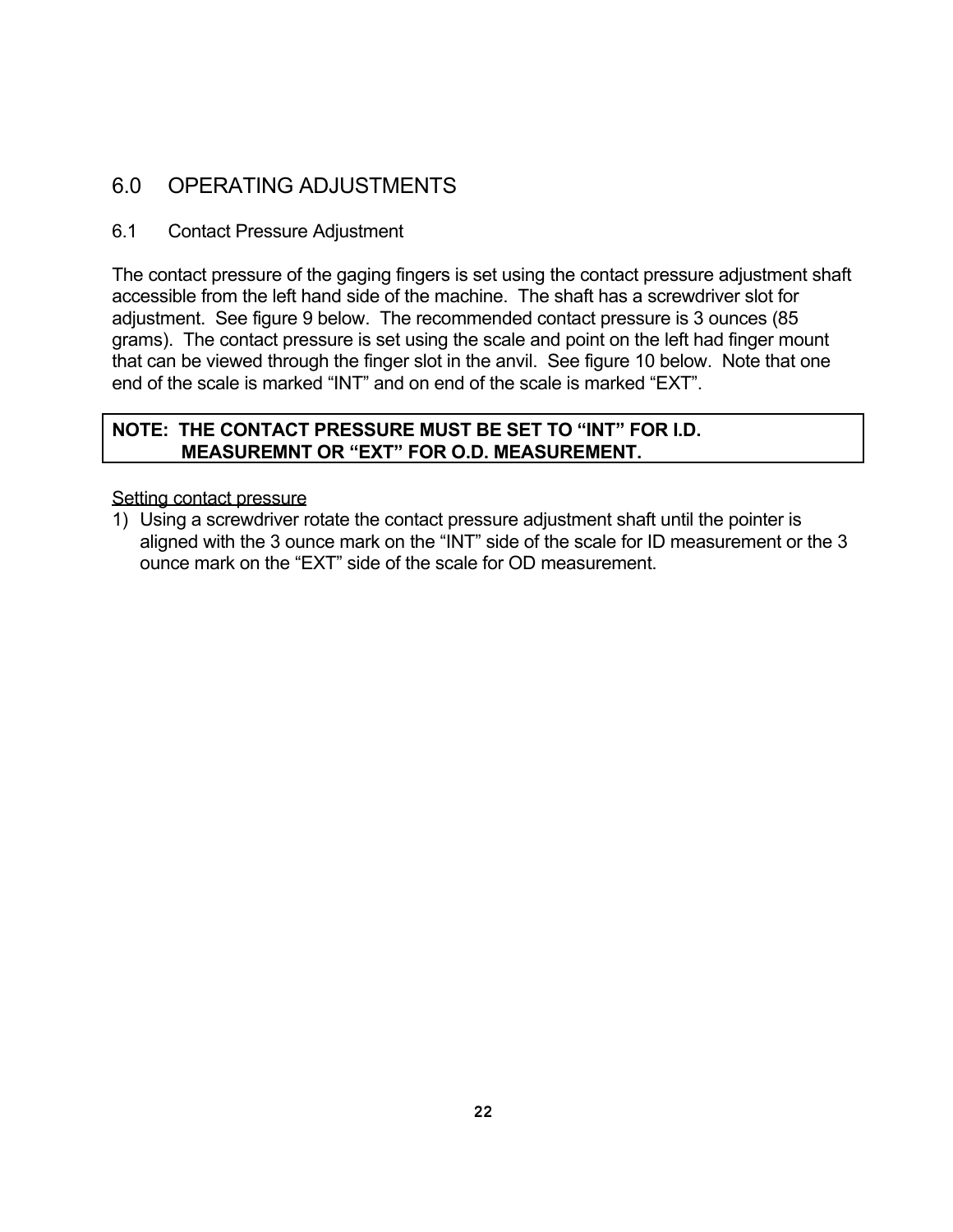# 6.0 OPERATING ADJUSTMENTS

## 6.1 Contact Pressure Adjustment

The contact pressure of the gaging fingers is set using the contact pressure adjustment shaft accessible from the left hand side of the machine. The shaft has a screwdriver slot for adjustment. See figure 9 below. The recommended contact pressure is 3 ounces (85 grams). The contact pressure is set using the scale and point on the left had finger mount that can be viewed through the finger slot in the anvil. See figure 10 below. Note that one end of the scale is marked “INT” and on end of the scale is marked “EXT”.

| **NOTE: THE CONTACT PRESSURE MUST BE SET TO “INT” FOR I.D. MEASUREMNT OR “EXT” FOR O.D. MEASUREMENT.** |
|---|

<u>Setting contact pressure</u>

1) Using a screwdriver rotate the contact pressure adjustment shaft until the pointer is aligned with the 3 ounce mark on the “INT” side of the scale for ID measurement or the 3 ounce mark on the “EXT” side of the scale for OD measurement.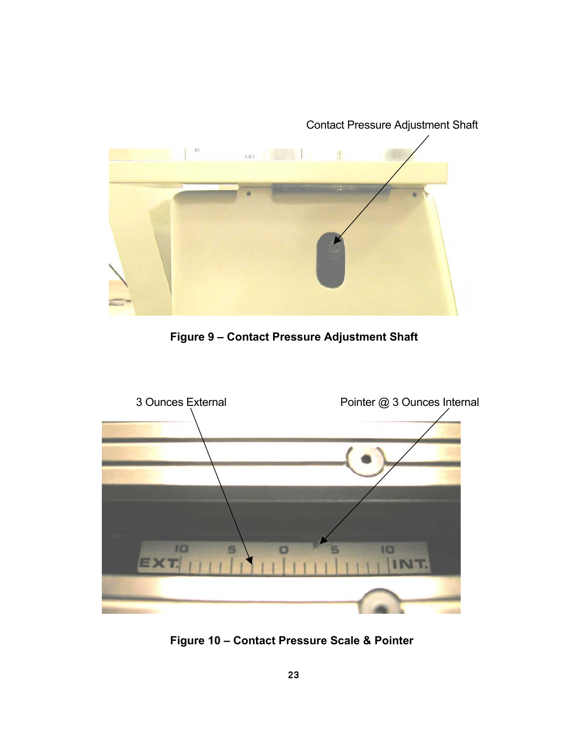Contact Pressure Adjustment Shaft

**Figure 9 – Contact Pressure Adjustment Shaft**

3 Ounces External

Pointer @ 3 Ounces Internal

**Figure 10 – Contact Pressure Scale & Pointer**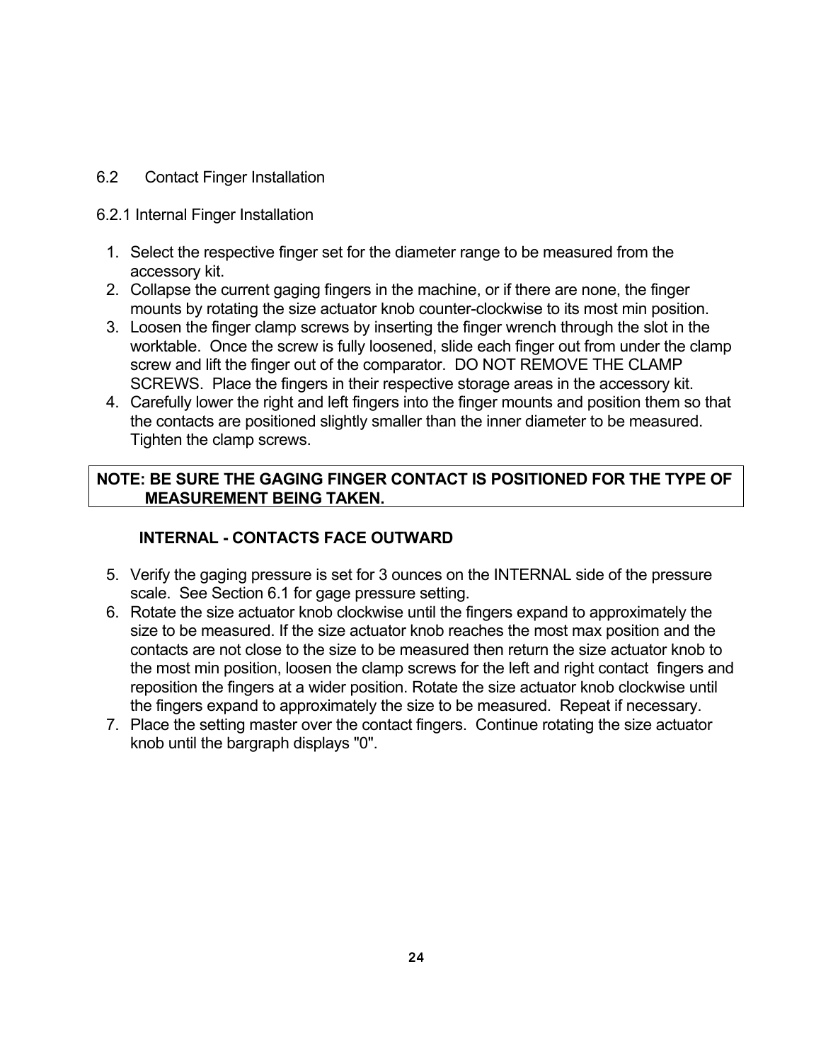## 6.2 Contact Finger Installation

### 6.2.1 Internal Finger Installation

1. Select the respective finger set for the diameter range to be measured from the accessory kit.
2. Collapse the current gaging fingers in the machine, or if there are none, the finger mounts by rotating the size actuator knob counter-clockwise to its most min position.
3. Loosen the finger clamp screws by inserting the finger wrench through the slot in the worktable. Once the screw is fully loosened, slide each finger out from under the clamp screw and lift the finger out of the comparator. DO NOT REMOVE THE CLAMP SCREWS. Place the fingers in their respective storage areas in the accessory kit.
4. Carefully lower the right and left fingers into the finger mounts and position them so that the contacts are positioned slightly smaller than the inner diameter to be measured. Tighten the clamp screws.

**NOTE: BE SURE THE GAGING FINGER CONTACT IS POSITIONED FOR THE TYPE OF MEASUREMENT BEING TAKEN.**

**INTERNAL - CONTACTS FACE OUTWARD**

5. Verify the gaging pressure is set for 3 ounces on the INTERNAL side of the pressure scale. See Section 6.1 for gage pressure setting.
6. Rotate the size actuator knob clockwise until the fingers expand to approximately the size to be measured. If the size actuator knob reaches the most max position and the contacts are not close to the size to be measured then return the size actuator knob to the most min position, loosen the clamp screws for the left and right contact fingers and reposition the fingers at a wider position. Rotate the size actuator knob clockwise until the fingers expand to approximately the size to be measured. Repeat if necessary.
7. Place the setting master over the contact fingers. Continue rotating the size actuator knob until the bargraph displays "0".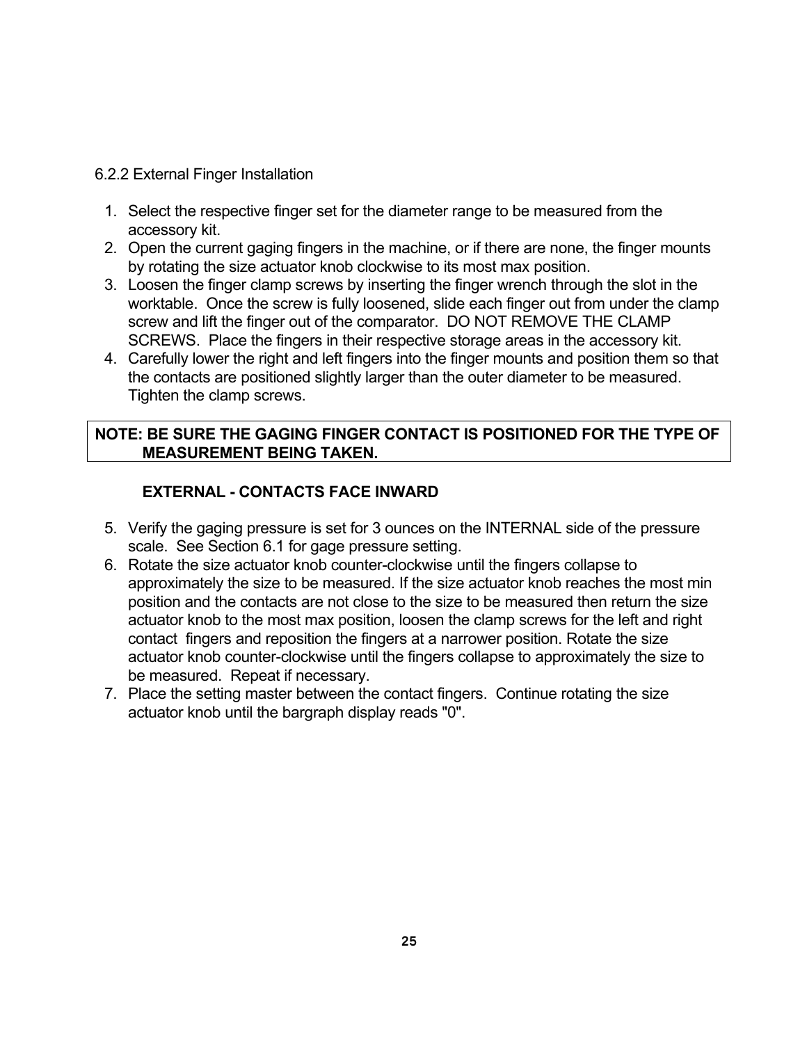### 6.2.2 External Finger Installation

1. Select the respective finger set for the diameter range to be measured from the accessory kit.
2. Open the current gaging fingers in the machine, or if there are none, the finger mounts by rotating the size actuator knob clockwise to its most max position.
3. Loosen the finger clamp screws by inserting the finger wrench through the slot in the worktable. Once the screw is fully loosened, slide each finger out from under the clamp screw and lift the finger out of the comparator. DO NOT REMOVE THE CLAMP SCREWS. Place the fingers in their respective storage areas in the accessory kit.
4. Carefully lower the right and left fingers into the finger mounts and position them so that the contacts are positioned slightly larger than the outer diameter to be measured. Tighten the clamp screws.

**NOTE: BE SURE THE GAGING FINGER CONTACT IS POSITIONED FOR THE TYPE OF MEASUREMENT BEING TAKEN.**

**EXTERNAL - CONTACTS FACE INWARD**

5. Verify the gaging pressure is set for 3 ounces on the INTERNAL side of the pressure scale. See Section 6.1 for gage pressure setting.
6. Rotate the size actuator knob counter-clockwise until the fingers collapse to approximately the size to be measured. If the size actuator knob reaches the most min position and the contacts are not close to the size to be measured then return the size actuator knob to the most max position, loosen the clamp screws for the left and right contact fingers and reposition the fingers at a narrower position. Rotate the size actuator knob counter-clockwise until the fingers collapse to approximately the size to be measured. Repeat if necessary.
7. Place the setting master between the contact fingers. Continue rotating the size actuator knob until the bargraph display reads "0".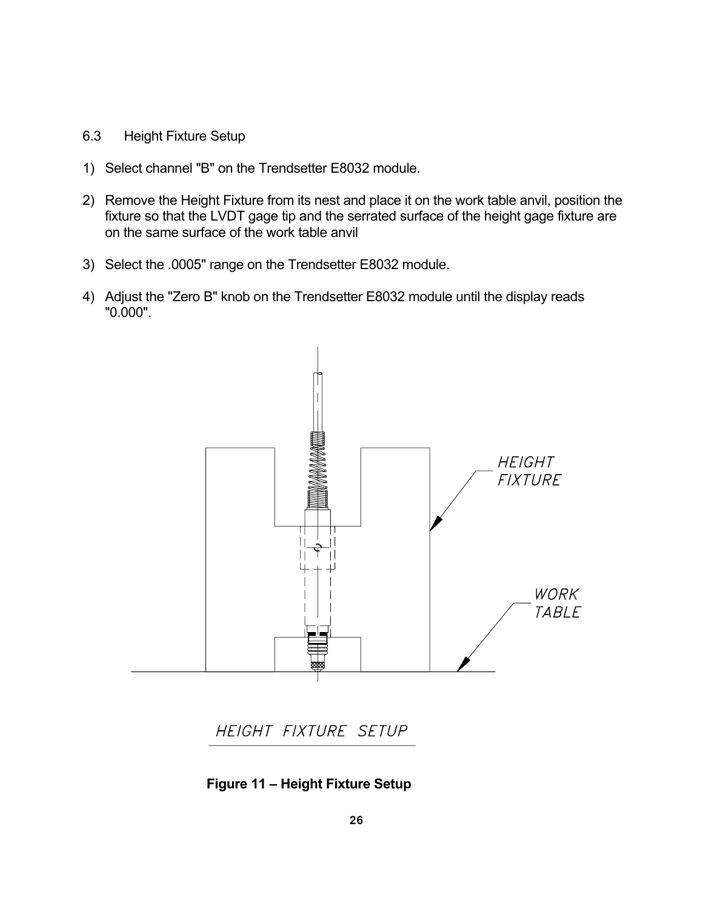## 6.3 Height Fixture Setup

1) Select channel "B" on the Trendsetter E8032 module.

2) Remove the Height Fixture from its nest and place it on the work table anvil, position the fixture so that the LVDT gage tip and the serrated surface of the height gage fixture are on the same surface of the work table anvil

3) Select the .0005" range on the Trendsetter E8032 module.

4) Adjust the "Zero B" knob on the Trendsetter E8032 module until the display reads "0.000".

HEIGHT FIXTURE

WORK TABLE

HEIGHT FIXTURE SETUP

**Figure 11 – Height Fixture Setup**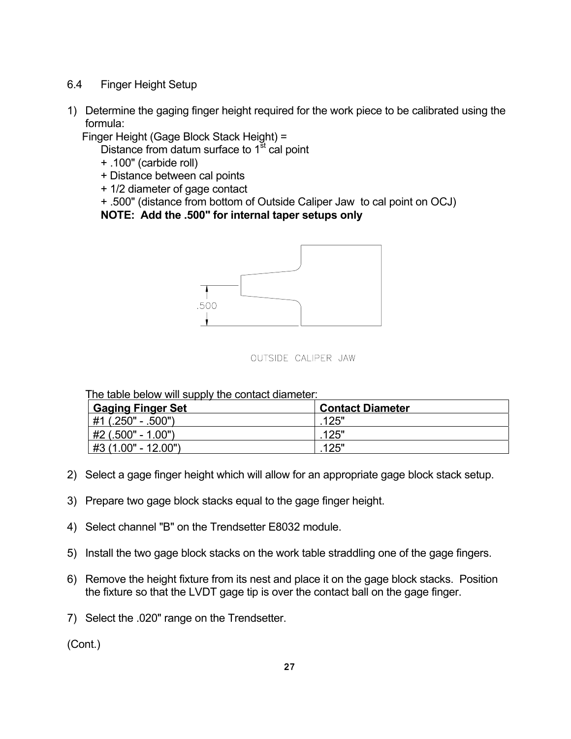## 6.4 Finger Height Setup

1) Determine the gaging finger height required for the work piece to be calibrated using the formula:

   Finger Height (Gage Block Stack Height) =
   
   Distance from datum surface to 1st cal point
   
   + .100" (carbide roll)
   
   + Distance between cal points
   
   + 1/2 diameter of gage contact
   
   + .500" (distance from bottom of Outside Caliper Jaw to cal point on OCJ)
   
   **NOTE: Add the .500" for internal taper setups only**

.500

OUTSIDE CALIPER JAW

The table below will supply the contact diameter:

| Gaging Finger Set | Contact Diameter |
|---|---|
| #1 (.250" - .500") | .125" |
| #2 (.500" - 1.00") | .125" |
| #3 (1.00" - 12.00") | .125" |

2) Select a gage finger height which will allow for an appropriate gage block stack setup.

3) Prepare two gage block stacks equal to the gage finger height.

4) Select channel "B" on the Trendsetter E8032 module.

5) Install the two gage block stacks on the work table straddling one of the gage fingers.

6) Remove the height fixture from its nest and place it on the gage block stacks. Position the fixture so that the LVDT gage tip is over the contact ball on the gage finger.

7) Select the .020" range on the Trendsetter.

(Cont.)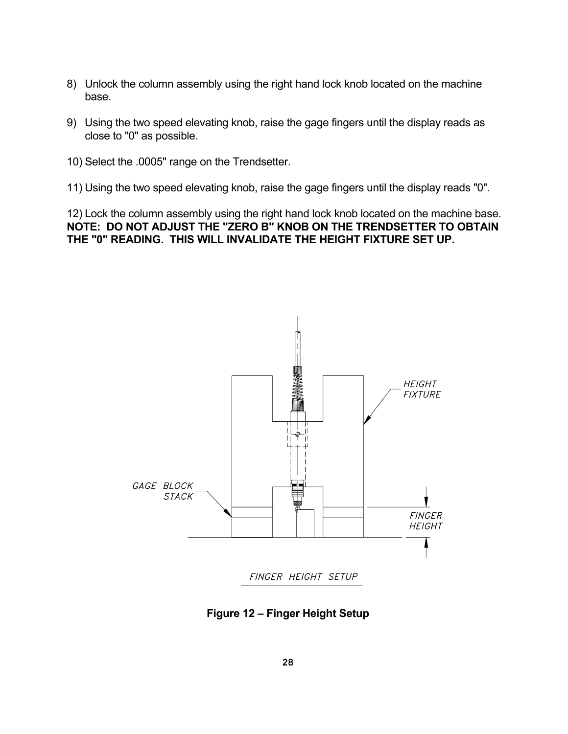8) Unlock the column assembly using the right hand lock knob located on the machine base.

9) Using the two speed elevating knob, raise the gage fingers until the display reads as close to "0" as possible.

10) Select the .0005" range on the Trendsetter.

11) Using the two speed elevating knob, raise the gage fingers until the display reads "0".

12) Lock the column assembly using the right hand lock knob located on the machine base.

**NOTE: DO NOT ADJUST THE "ZERO B" KNOB ON THE TRENDSETTER TO OBTAIN THE "0" READING. THIS WILL INVALIDATE THE HEIGHT FIXTURE SET UP.**

HEIGHT FIXTURE

GAGE BLOCK STACK

FINGER HEIGHT

FINGER HEIGHT SETUP

**Figure 12 – Finger Height Setup**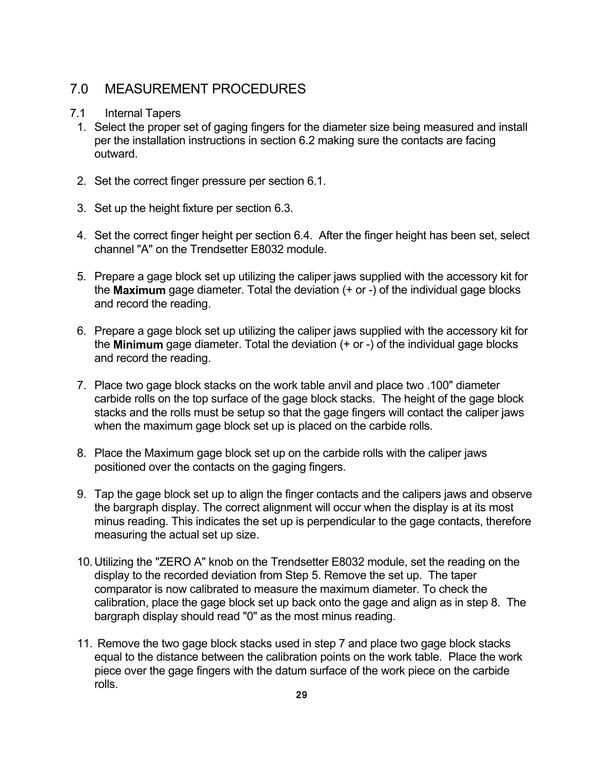# 7.0 MEASUREMENT PROCEDURES

## 7.1 Internal Tapers

1. Select the proper set of gaging fingers for the diameter size being measured and install per the installation instructions in section 6.2 making sure the contacts are facing outward.

2. Set the correct finger pressure per section 6.1.

3. Set up the height fixture per section 6.3.

4. Set the correct finger height per section 6.4. After the finger height has been set, select channel "A" on the Trendsetter E8032 module.

5. Prepare a gage block set up utilizing the caliper jaws supplied with the accessory kit for the **Maximum** gage diameter. Total the deviation (+ or -) of the individual gage blocks and record the reading.

6. Prepare a gage block set up utilizing the caliper jaws supplied with the accessory kit for the **Minimum** gage diameter. Total the deviation (+ or -) of the individual gage blocks and record the reading.

7. Place two gage block stacks on the work table anvil and place two .100" diameter carbide rolls on the top surface of the gage block stacks. The height of the gage block stacks and the rolls must be setup so that the gage fingers will contact the caliper jaws when the maximum gage block set up is placed on the carbide rolls.

8. Place the Maximum gage block set up on the carbide rolls with the caliper jaws positioned over the contacts on the gaging fingers.

9. Tap the gage block set up to align the finger contacts and the calipers jaws and observe the bargraph display. The correct alignment will occur when the display is at its most minus reading. This indicates the set up is perpendicular to the gage contacts, therefore measuring the actual set up size.

10. Utilizing the "ZERO A" knob on the Trendsetter E8032 module, set the reading on the display to the recorded deviation from Step 5. Remove the set up. The taper comparator is now calibrated to measure the maximum diameter. To check the calibration, place the gage block set up back onto the gage and align as in step 8. The bargraph display should read "0" as the most minus reading.

11. Remove the two gage block stacks used in step 7 and place two gage block stacks equal to the distance between the calibration points on the work table. Place the work piece over the gage fingers with the datum surface of the work piece on the carbide rolls.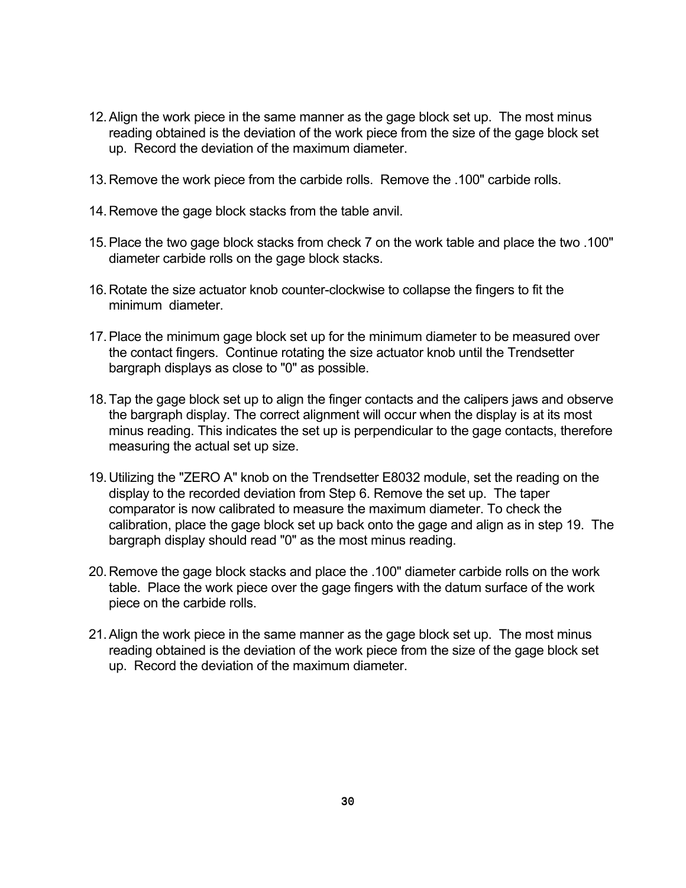12. Align the work piece in the same manner as the gage block set up. The most minus reading obtained is the deviation of the work piece from the size of the gage block set up. Record the deviation of the maximum diameter.

13. Remove the work piece from the carbide rolls. Remove the .100" carbide rolls.

14. Remove the gage block stacks from the table anvil.

15. Place the two gage block stacks from check 7 on the work table and place the two .100" diameter carbide rolls on the gage block stacks.

16. Rotate the size actuator knob counter-clockwise to collapse the fingers to fit the minimum diameter.

17. Place the minimum gage block set up for the minimum diameter to be measured over the contact fingers. Continue rotating the size actuator knob until the Trendsetter bargraph displays as close to "0" as possible.

18. Tap the gage block set up to align the finger contacts and the calipers jaws and observe the bargraph display. The correct alignment will occur when the display is at its most minus reading. This indicates the set up is perpendicular to the gage contacts, therefore measuring the actual set up size.

19. Utilizing the "ZERO A" knob on the Trendsetter E8032 module, set the reading on the display to the recorded deviation from Step 6. Remove the set up. The taper comparator is now calibrated to measure the maximum diameter. To check the calibration, place the gage block set up back onto the gage and align as in step 19. The bargraph display should read "0" as the most minus reading.

20. Remove the gage block stacks and place the .100" diameter carbide rolls on the work table. Place the work piece over the gage fingers with the datum surface of the work piece on the carbide rolls.

21. Align the work piece in the same manner as the gage block set up. The most minus reading obtained is the deviation of the work piece from the size of the gage block set up. Record the deviation of the maximum diameter.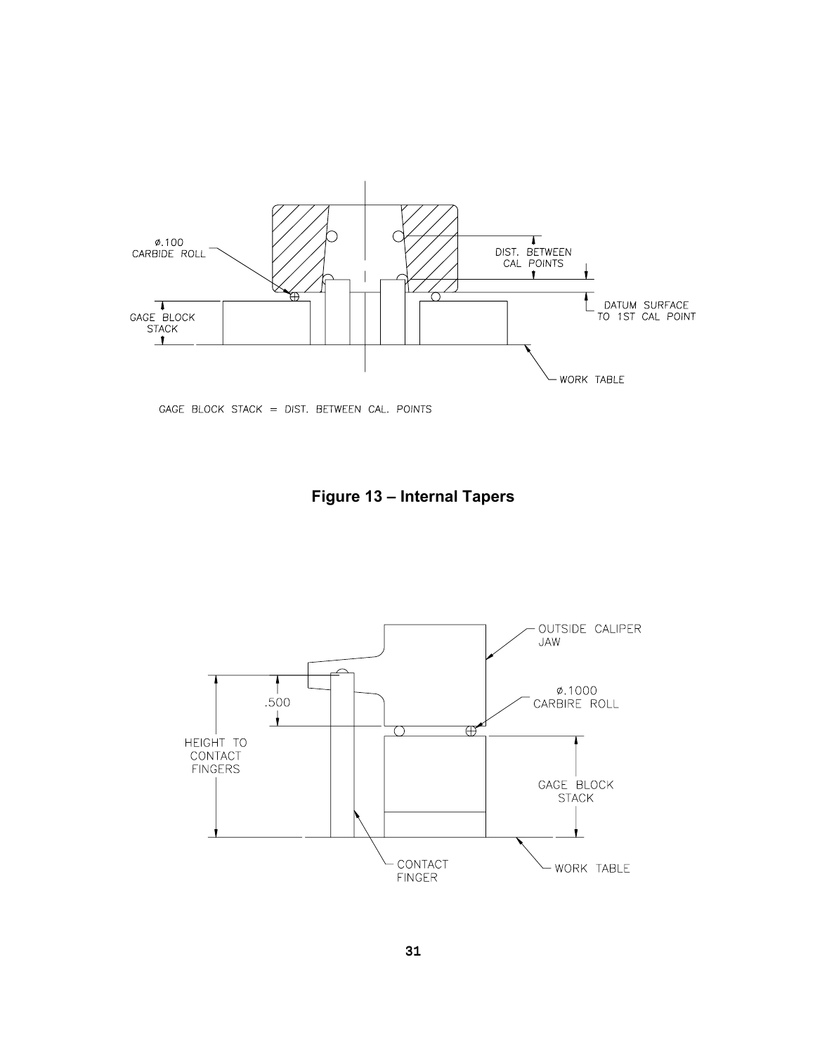Ø.100
CARBIDE ROLL

DIST. BETWEEN
CAL POINTS

GAGE BLOCK
STACK

DATUM SURFACE
TO 1ST CAL POINT

WORK TABLE

GAGE BLOCK STACK = DIST. BETWEEN CAL. POINTS

**Figure 13 – Internal Tapers**

OUTSIDE CALIPER
JAW

.500

Ø.1000
CARBIRE ROLL

HEIGHT TO
CONTACT
FINGERS

GAGE BLOCK
STACK

CONTACT
FINGER

WORK TABLE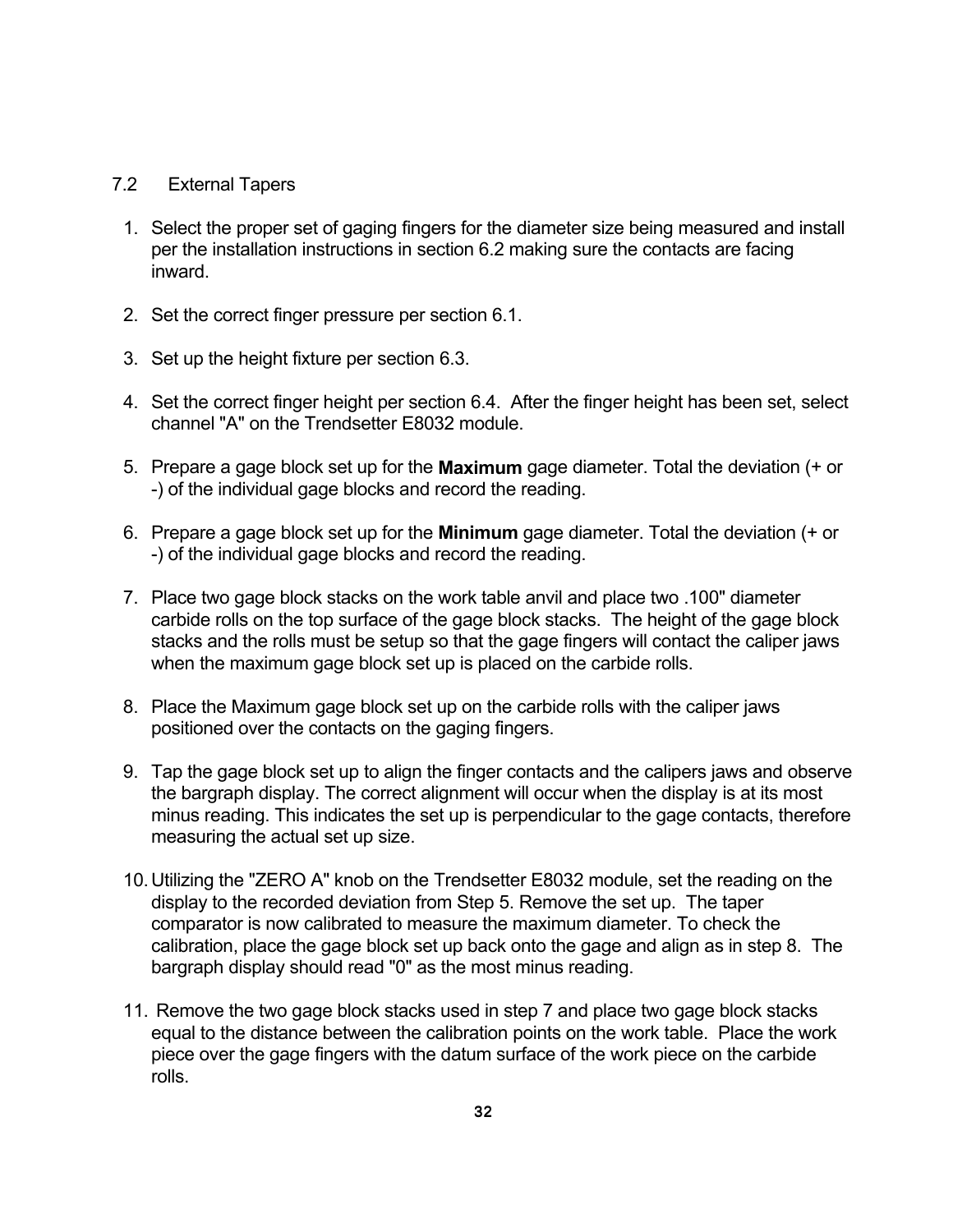## 7.2 External Tapers

1. Select the proper set of gaging fingers for the diameter size being measured and install per the installation instructions in section 6.2 making sure the contacts are facing inward.

2. Set the correct finger pressure per section 6.1.

3. Set up the height fixture per section 6.3.

4. Set the correct finger height per section 6.4. After the finger height has been set, select channel "A" on the Trendsetter E8032 module.

5. Prepare a gage block set up for the **Maximum** gage diameter. Total the deviation (+ or -) of the individual gage blocks and record the reading.

6. Prepare a gage block set up for the **Minimum** gage diameter. Total the deviation (+ or -) of the individual gage blocks and record the reading.

7. Place two gage block stacks on the work table anvil and place two .100" diameter carbide rolls on the top surface of the gage block stacks. The height of the gage block stacks and the rolls must be setup so that the gage fingers will contact the caliper jaws when the maximum gage block set up is placed on the carbide rolls.

8. Place the Maximum gage block set up on the carbide rolls with the caliper jaws positioned over the contacts on the gaging fingers.

9. Tap the gage block set up to align the finger contacts and the calipers jaws and observe the bargraph display. The correct alignment will occur when the display is at its most minus reading. This indicates the set up is perpendicular to the gage contacts, therefore measuring the actual set up size.

10. Utilizing the "ZERO A" knob on the Trendsetter E8032 module, set the reading on the display to the recorded deviation from Step 5. Remove the set up. The taper comparator is now calibrated to measure the maximum diameter. To check the calibration, place the gage block set up back onto the gage and align as in step 8. The bargraph display should read "0" as the most minus reading.

11. Remove the two gage block stacks used in step 7 and place two gage block stacks equal to the distance between the calibration points on the work table. Place the work piece over the gage fingers with the datum surface of the work piece on the carbide rolls.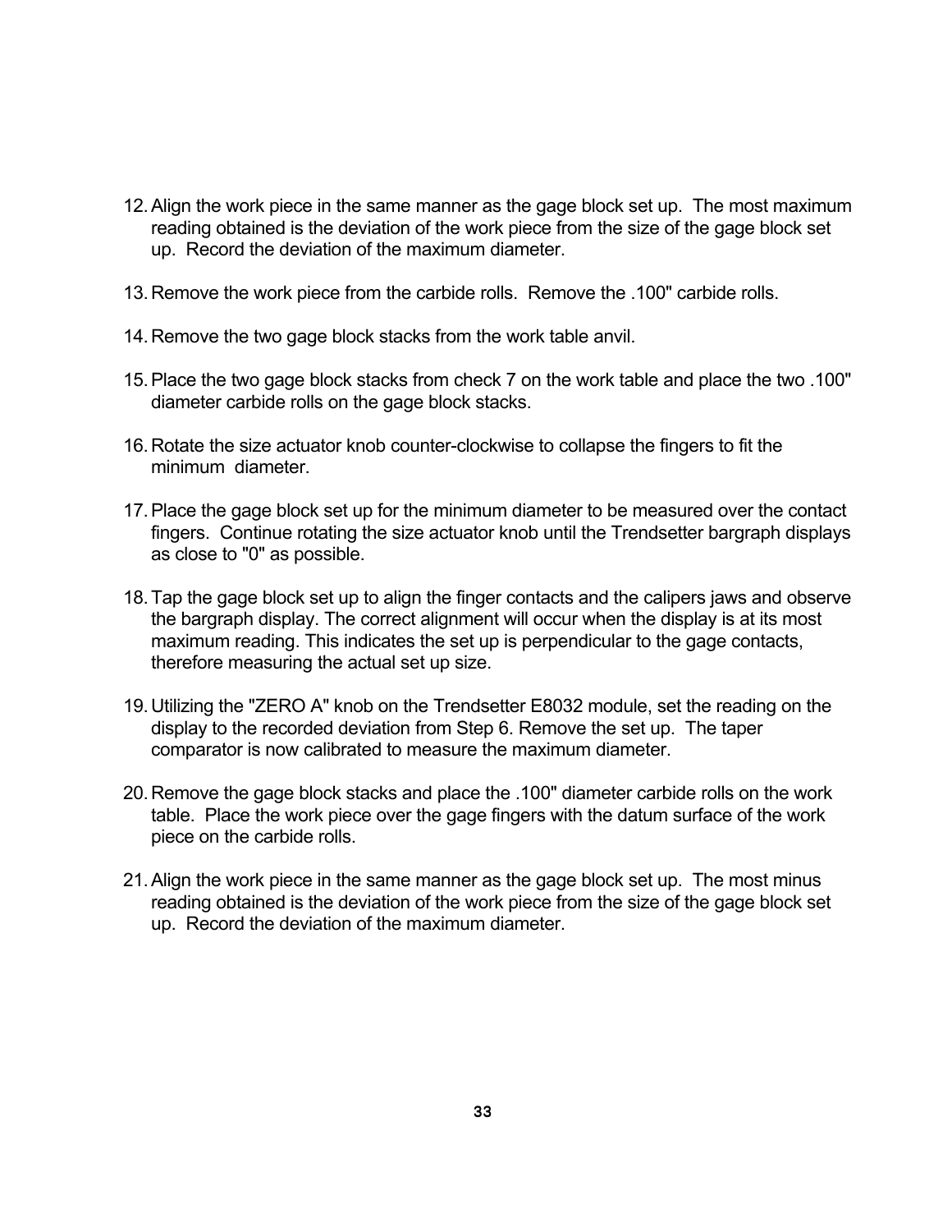12. Align the work piece in the same manner as the gage block set up. The most maximum reading obtained is the deviation of the work piece from the size of the gage block set up. Record the deviation of the maximum diameter.

13. Remove the work piece from the carbide rolls. Remove the .100" carbide rolls.

14. Remove the two gage block stacks from the work table anvil.

15. Place the two gage block stacks from check 7 on the work table and place the two .100" diameter carbide rolls on the gage block stacks.

16. Rotate the size actuator knob counter-clockwise to collapse the fingers to fit the minimum diameter.

17. Place the gage block set up for the minimum diameter to be measured over the contact fingers. Continue rotating the size actuator knob until the Trendsetter bargraph displays as close to "0" as possible.

18. Tap the gage block set up to align the finger contacts and the calipers jaws and observe the bargraph display. The correct alignment will occur when the display is at its most maximum reading. This indicates the set up is perpendicular to the gage contacts, therefore measuring the actual set up size.

19. Utilizing the "ZERO A" knob on the Trendsetter E8032 module, set the reading on the display to the recorded deviation from Step 6. Remove the set up. The taper comparator is now calibrated to measure the maximum diameter.

20. Remove the gage block stacks and place the .100" diameter carbide rolls on the work table. Place the work piece over the gage fingers with the datum surface of the work piece on the carbide rolls.

21. Align the work piece in the same manner as the gage block set up. The most minus reading obtained is the deviation of the work piece from the size of the gage block set up. Record the deviation of the maximum diameter.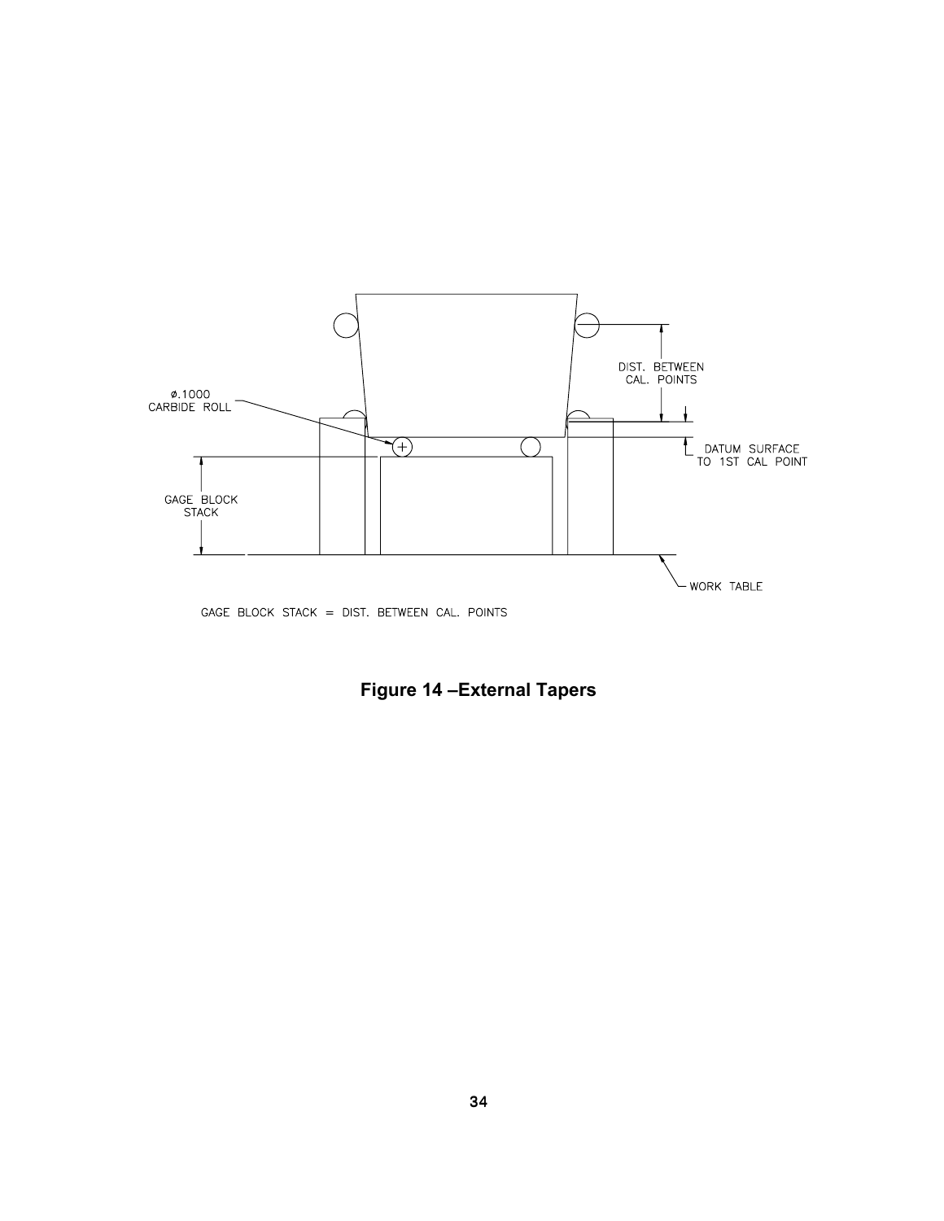ø.1000
CARBIDE ROLL

DIST. BETWEEN
CAL. POINTS

DATUM SURFACE
TO 1ST CAL POINT

GAGE BLOCK
STACK

WORK TABLE

GAGE BLOCK STACK = DIST. BETWEEN CAL. POINTS

**Figure 14 –External Tapers**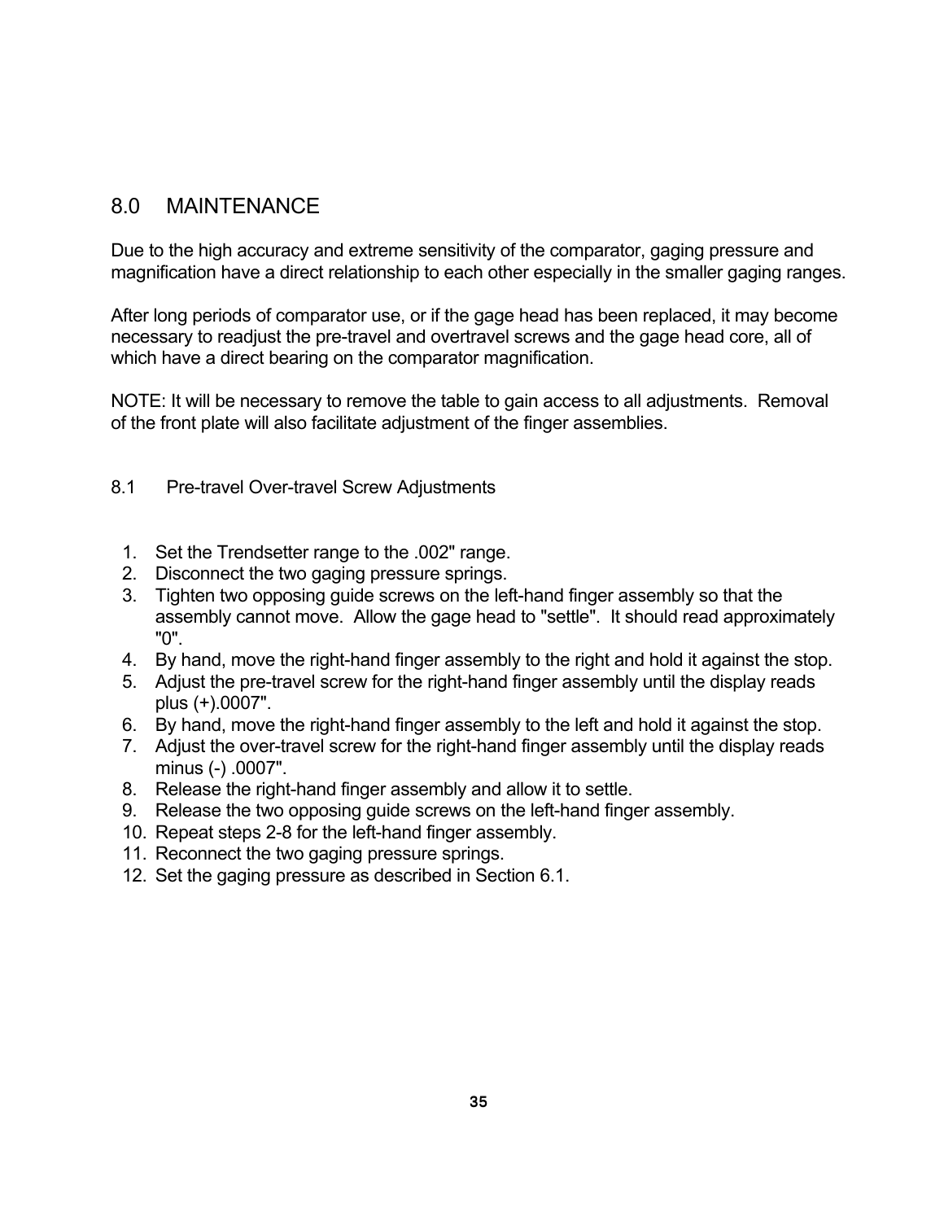# 8.0 MAINTENANCE

Due to the high accuracy and extreme sensitivity of the comparator, gaging pressure and magnification have a direct relationship to each other especially in the smaller gaging ranges.

After long periods of comparator use, or if the gage head has been replaced, it may become necessary to readjust the pre-travel and overtravel screws and the gage head core, all of which have a direct bearing on the comparator magnification.

NOTE: It will be necessary to remove the table to gain access to all adjustments. Removal of the front plate will also facilitate adjustment of the finger assemblies.

## 8.1 Pre-travel Over-travel Screw Adjustments

1. Set the Trendsetter range to the .002" range.
2. Disconnect the two gaging pressure springs.
3. Tighten two opposing guide screws on the left-hand finger assembly so that the assembly cannot move. Allow the gage head to "settle". It should read approximately "0".
4. By hand, move the right-hand finger assembly to the right and hold it against the stop.
5. Adjust the pre-travel screw for the right-hand finger assembly until the display reads plus (+).0007".
6. By hand, move the right-hand finger assembly to the left and hold it against the stop.
7. Adjust the over-travel screw for the right-hand finger assembly until the display reads minus (-) .0007".
8. Release the right-hand finger assembly and allow it to settle.
9. Release the two opposing guide screws on the left-hand finger assembly.
10. Repeat steps 2-8 for the left-hand finger assembly.
11. Reconnect the two gaging pressure springs.
12. Set the gaging pressure as described in Section 6.1.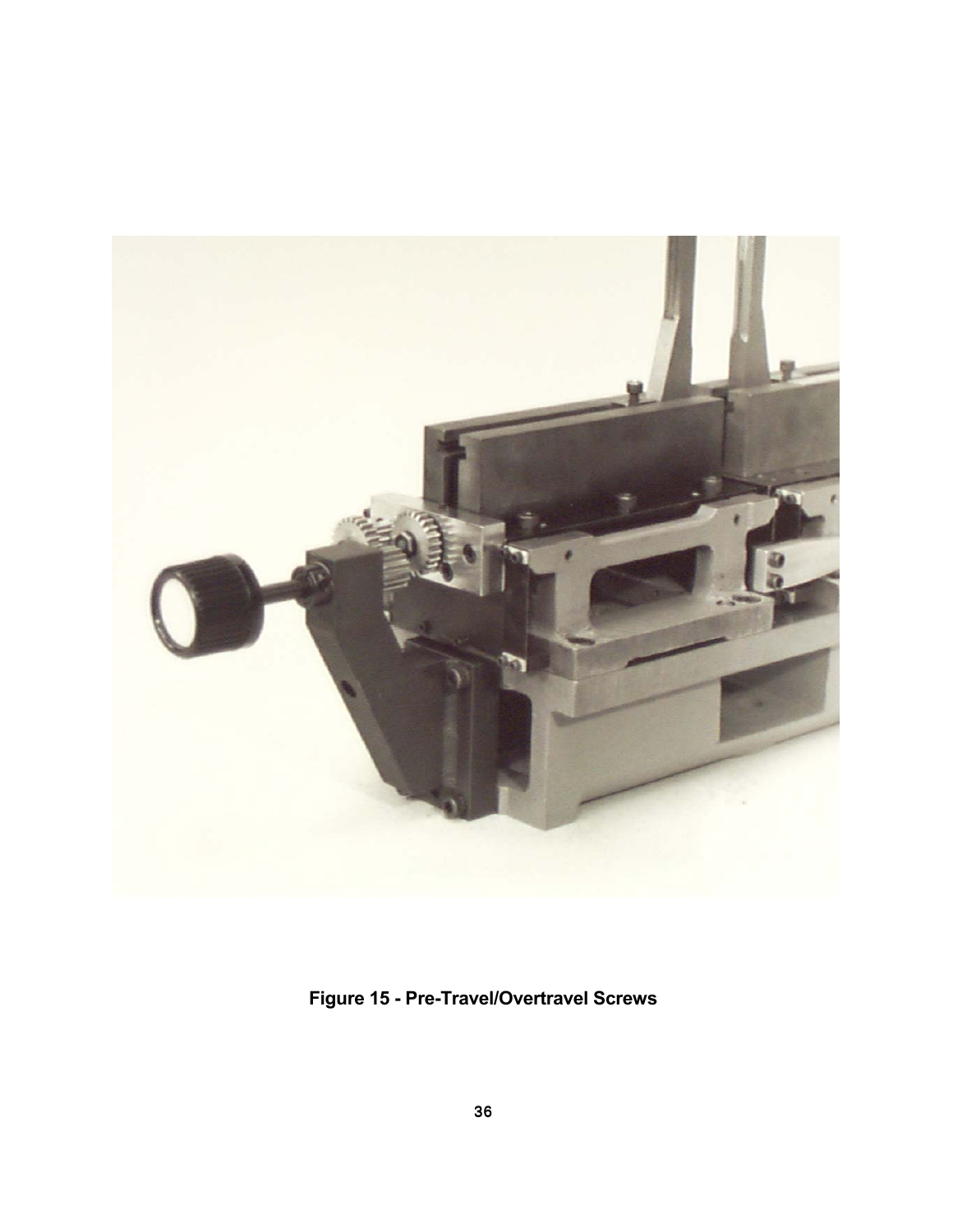**Figure 15 - Pre-Travel/Overtravel Screws**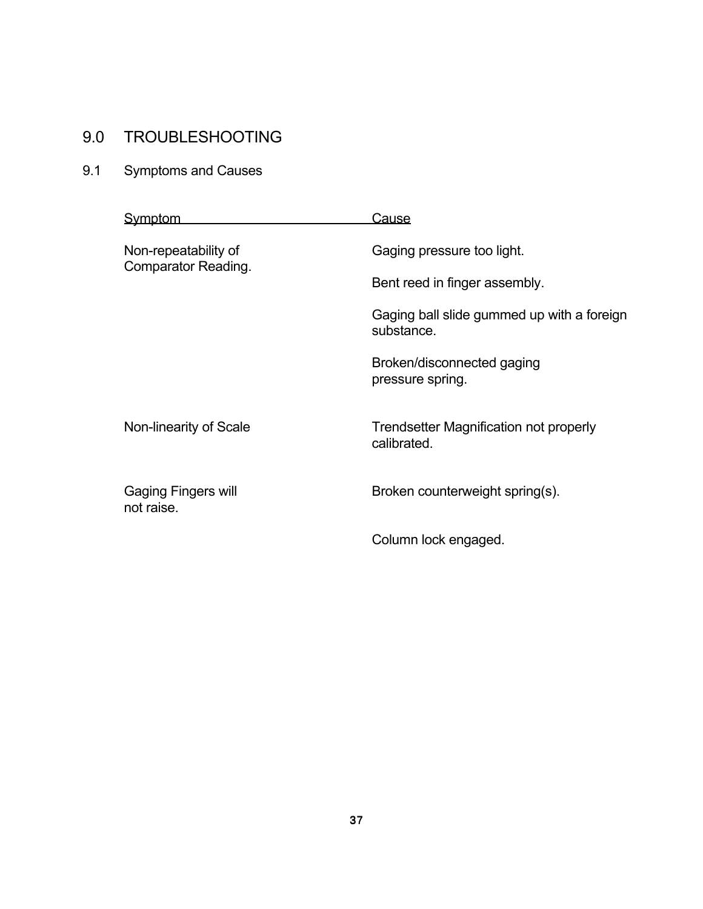# 9.0 TROUBLESHOOTING

## 9.1 Symptoms and Causes

| Symptom | Cause |
| --- | --- |
| Non-repeatability of Comparator Reading. | Gaging pressure too light. |
| | Bent reed in finger assembly. |
| | Gaging ball slide gummed up with a foreign substance. |
| | Broken/disconnected gaging pressure spring. |
| Non-linearity of Scale | Trendsetter Magnification not properly calibrated. |
| Gaging Fingers will not raise. | Broken counterweight spring(s). |
| | Column lock engaged. |